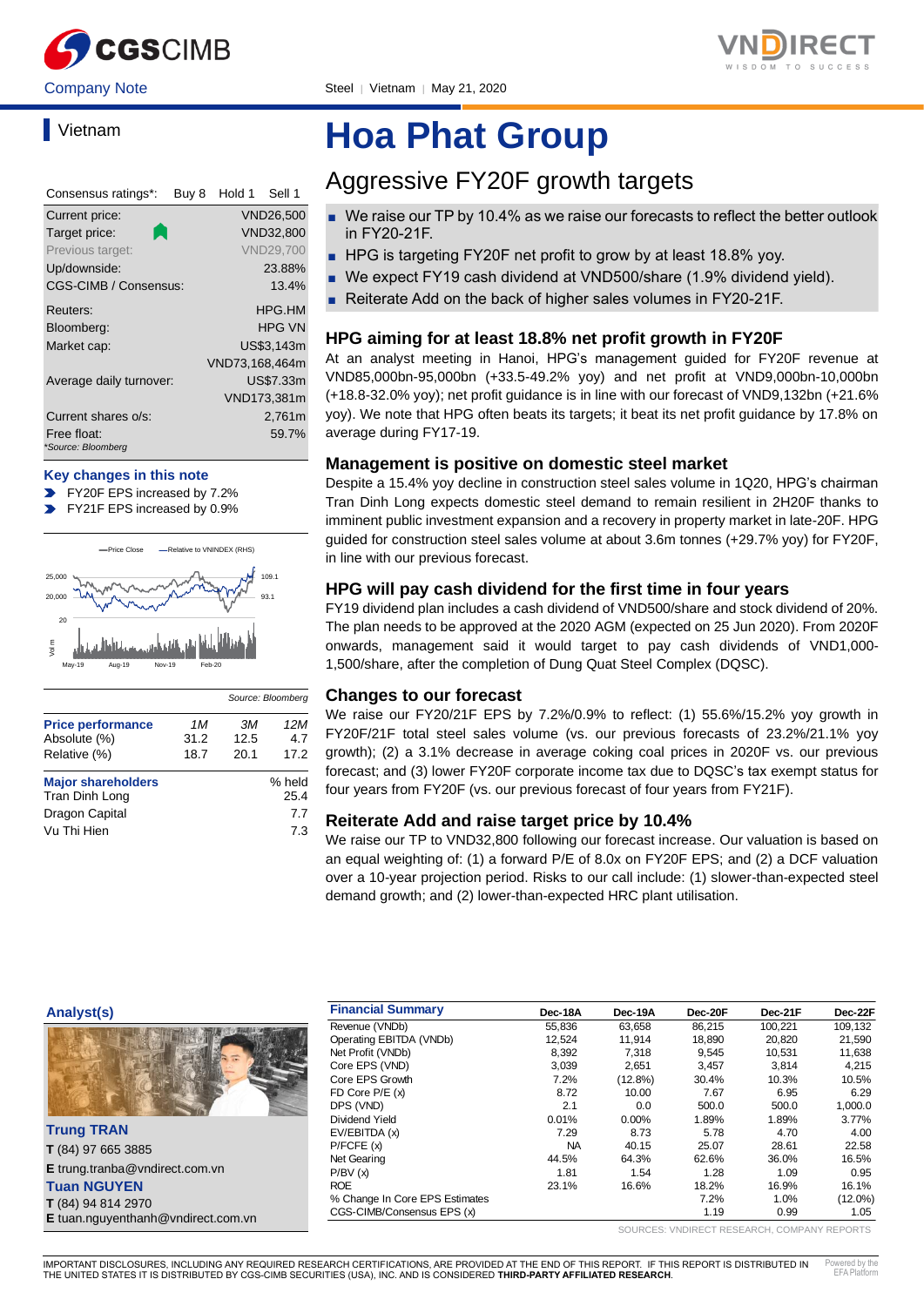Company Note | Steel | Vietnam | May 21, 2020

Vietnam

# Hoa Phat Group

## Aggressive FY20F growth targets

- We raise our TP by 10.4% as we raise our forecasts to reflect the better outlook in FY20-21F.
- HPG is targeting FY20F net profit to grow by at least 18.8% yoy.
- We expect FY19 cash dividend at VND500/share (1.9% dividend yield).
- Reiterate Add on the back of higher sales volumes in FY20-21F.

| Consensus ratings*: | Buy 8 | Hold 1 | Sell 1 |
|---|---|---|---|
| Current price: | | | VND26,500 |
| Target price: | | | VND32,800 |
| Previous target: | | | VND29,700 |
| Up/downside: | | | 23.88% |
| CGS-CIMB / Consensus: | | | 13.4% |
| Reuters: | | | HPG.HM |
| Bloomberg: | | | HPG VN |
| Market cap: | | | US$3,143m |
| | | | VND73,168,464m |
| Average daily turnover: | | | US$7.33m |
| | | | VND173,381m |
| Current shares o/s: | | | 2,761m |
| Free float: | | | 59.7% |

*Source: Bloomberg

**Key changes in this note**

- FY20F EPS increased by 7.2%
- FY21F EPS increased by 0.9%

Source: Bloomberg

| Price performance | 1M | 3M | 12M |
|---|---|---|---|
| Absolute (%) | 31.2 | 12.5 | 4.7 |
| Relative (%) | 18.7 | 20.1 | 17.2 |

| Major shareholders | % held |
|---|---|
| Tran Dinh Long | 25.4 |
| Dragon Capital | 7.7 |
| Vu Thi Hien | 7.3 |

### HPG aiming for at least 18.8% net profit growth in FY20F

At an analyst meeting in Hanoi, HPG's management guided for FY20F revenue at VND85,000bn-95,000bn (+33.5-49.2% yoy) and net profit at VND9,000bn-10,000bn (+18.8-32.0% yoy); net profit guidance is in line with our forecast of VND9,132bn (+21.6% yoy). We note that HPG often beats its targets; it beat its net profit guidance by 17.8% on average during FY17-19.

### Management is positive on domestic steel market

Despite a 15.4% yoy decline in construction steel sales volume in 1Q20, HPG's chairman Tran Dinh Long expects domestic steel demand to remain resilient in 2H20F thanks to imminent public investment expansion and a recovery in property market in late-20F. HPG guided for construction steel sales volume at about 3.6m tonnes (+29.7% yoy) for FY20F, in line with our previous forecast.

### HPG will pay cash dividend for the first time in four years

FY19 dividend plan includes a cash dividend of VND500/share and stock dividend of 20%. The plan needs to be approved at the 2020 AGM (expected on 25 Jun 2020). From 2020F onwards, management said it would target to pay cash dividends of VND1,000-1,500/share, after the completion of Dung Quat Steel Complex (DQSC).

### Changes to our forecast

We raise our FY20/21F EPS by 7.2%/0.9% to reflect: (1) 55.6%/15.2% yoy growth in FY20F/21F total steel sales volume (vs. our previous forecasts of 23.2%/21.1% yoy growth); (2) a 3.1% decrease in average coking coal prices in 2020F vs. our previous forecast; and (3) lower FY20F corporate income tax due to DQSC's tax exempt status for four years from FY20F (vs. our previous forecast of four years from FY21F).

### Reiterate Add and raise target price by 10.4%

We raise our TP to VND32,800 following our forecast increase. Our valuation is based on an equal weighting of: (1) a forward P/E of 8.0x on FY20F EPS; and (2) a DCF valuation over a 10-year projection period. Risks to our call include: (1) slower-than-expected steel demand growth; and (2) lower-than-expected HRC plant utilisation.

**Analyst(s)**

**Trung TRAN**
T (84) 97 665 3885
E trung.tranba@vndirect.com.vn

**Tuan NGUYEN**
T (84) 94 814 2970
E tuan.nguyenthanh@vndirect.com.vn

| Financial Summary | Dec-18A | Dec-19A | Dec-20F | Dec-21F | Dec-22F |
|---|---|---|---|---|---|
| Revenue (VNDb) | 55,836 | 63,658 | 86,215 | 100,221 | 109,132 |
| Operating EBITDA (VNDb) | 12,524 | 11,914 | 18,890 | 20,820 | 21,590 |
| Net Profit (VNDb) | 8,392 | 7,318 | 9,545 | 10,531 | 11,638 |
| Core EPS (VND) | 3,039 | 2,651 | 3,457 | 3,814 | 4,215 |
| Core EPS Growth | 7.2% | (12.8%) | 30.4% | 10.3% | 10.5% |
| FD Core P/E (x) | 8.72 | 10.00 | 7.67 | 6.95 | 6.29 |
| DPS (VND) | 2.1 | 0.0 | 500.0 | 500.0 | 1,000.0 |
| Dividend Yield | 0.01% | 0.00% | 1.89% | 1.89% | 3.77% |
| EV/EBITDA (x) | 7.29 | 8.73 | 5.78 | 4.70 | 4.00 |
| P/FCFE (x) | NA | 40.15 | 25.07 | 28.61 | 22.58 |
| Net Gearing | 44.5% | 64.3% | 62.6% | 36.0% | 16.5% |
| P/BV (x) | 1.81 | 1.54 | 1.28 | 1.09 | 0.95 |
| ROE | 23.1% | 16.6% | 18.2% | 16.9% | 16.1% |
| % Change In Core EPS Estimates | | | 7.2% | 1.0% | (12.0%) |
| CGS-CIMB/Consensus EPS (x) | | | 1.19 | 0.99 | 1.05 |

SOURCES: VNDIRECT RESEARCH, COMPANY REPORTS

IMPORTANT DISCLOSURES, INCLUDING ANY REQUIRED RESEARCH CERTIFICATIONS, ARE PROVIDED AT THE END OF THIS REPORT. IF THIS REPORT IS DISTRIBUTED IN THE UNITED STATES IT IS DISTRIBUTED BY CGS-CIMB SECURITIES (USA), INC. AND IS CONSIDERED **THIRD-PARTY AFFILIATED RESEARCH**.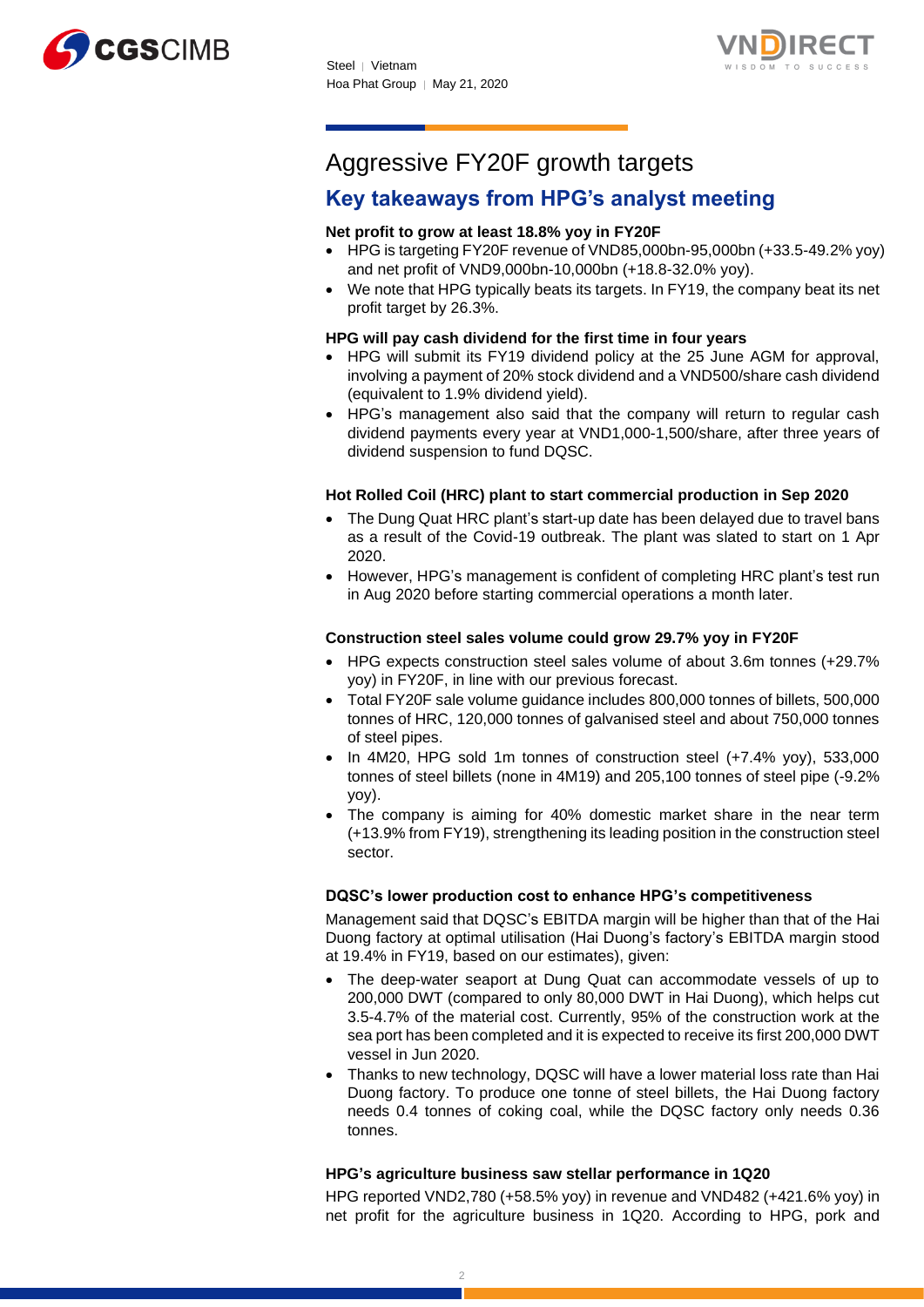# Aggressive FY20F growth targets

## Key takeaways from HPG's analyst meeting

**Net profit to grow at least 18.8% yoy in FY20F**

- HPG is targeting FY20F revenue of VND85,000bn-95,000bn (+33.5-49.2% yoy) and net profit of VND9,000bn-10,000bn (+18.8-32.0% yoy).
- We note that HPG typically beats its targets. In FY19, the company beat its net profit target by 26.3%.

**HPG will pay cash dividend for the first time in four years**

- HPG will submit its FY19 dividend policy at the 25 June AGM for approval, involving a payment of 20% stock dividend and a VND500/share cash dividend (equivalent to 1.9% dividend yield).
- HPG's management also said that the company will return to regular cash dividend payments every year at VND1,000-1,500/share, after three years of dividend suspension to fund DQSC.

**Hot Rolled Coil (HRC) plant to start commercial production in Sep 2020**

- The Dung Quat HRC plant's start-up date has been delayed due to travel bans as a result of the Covid-19 outbreak. The plant was slated to start on 1 Apr 2020.
- However, HPG's management is confident of completing HRC plant's test run in Aug 2020 before starting commercial operations a month later.

**Construction steel sales volume could grow 29.7% yoy in FY20F**

- HPG expects construction steel sales volume of about 3.6m tonnes (+29.7% yoy) in FY20F, in line with our previous forecast.
- Total FY20F sale volume guidance includes 800,000 tonnes of billets, 500,000 tonnes of HRC, 120,000 tonnes of galvanised steel and about 750,000 tonnes of steel pipes.
- In 4M20, HPG sold 1m tonnes of construction steel (+7.4% yoy), 533,000 tonnes of steel billets (none in 4M19) and 205,100 tonnes of steel pipe (-9.2% yoy).
- The company is aiming for 40% domestic market share in the near term (+13.9% from FY19), strengthening its leading position in the construction steel sector.

**DQSC's lower production cost to enhance HPG's competitiveness**

Management said that DQSC's EBITDA margin will be higher than that of the Hai Duong factory at optimal utilisation (Hai Duong's factory's EBITDA margin stood at 19.4% in FY19, based on our estimates), given:

- The deep-water seaport at Dung Quat can accommodate vessels of up to 200,000 DWT (compared to only 80,000 DWT in Hai Duong), which helps cut 3.5-4.7% of the material cost. Currently, 95% of the construction work at the sea port has been completed and it is expected to receive its first 200,000 DWT vessel in Jun 2020.
- Thanks to new technology, DQSC will have a lower material loss rate than Hai Duong factory. To produce one tonne of steel billets, the Hai Duong factory needs 0.4 tonnes of coking coal, while the DQSC factory only needs 0.36 tonnes.

**HPG's agriculture business saw stellar performance in 1Q20**

HPG reported VND2,780 (+58.5% yoy) in revenue and VND482 (+421.6% yoy) in net profit for the agriculture business in 1Q20. According to HPG, pork and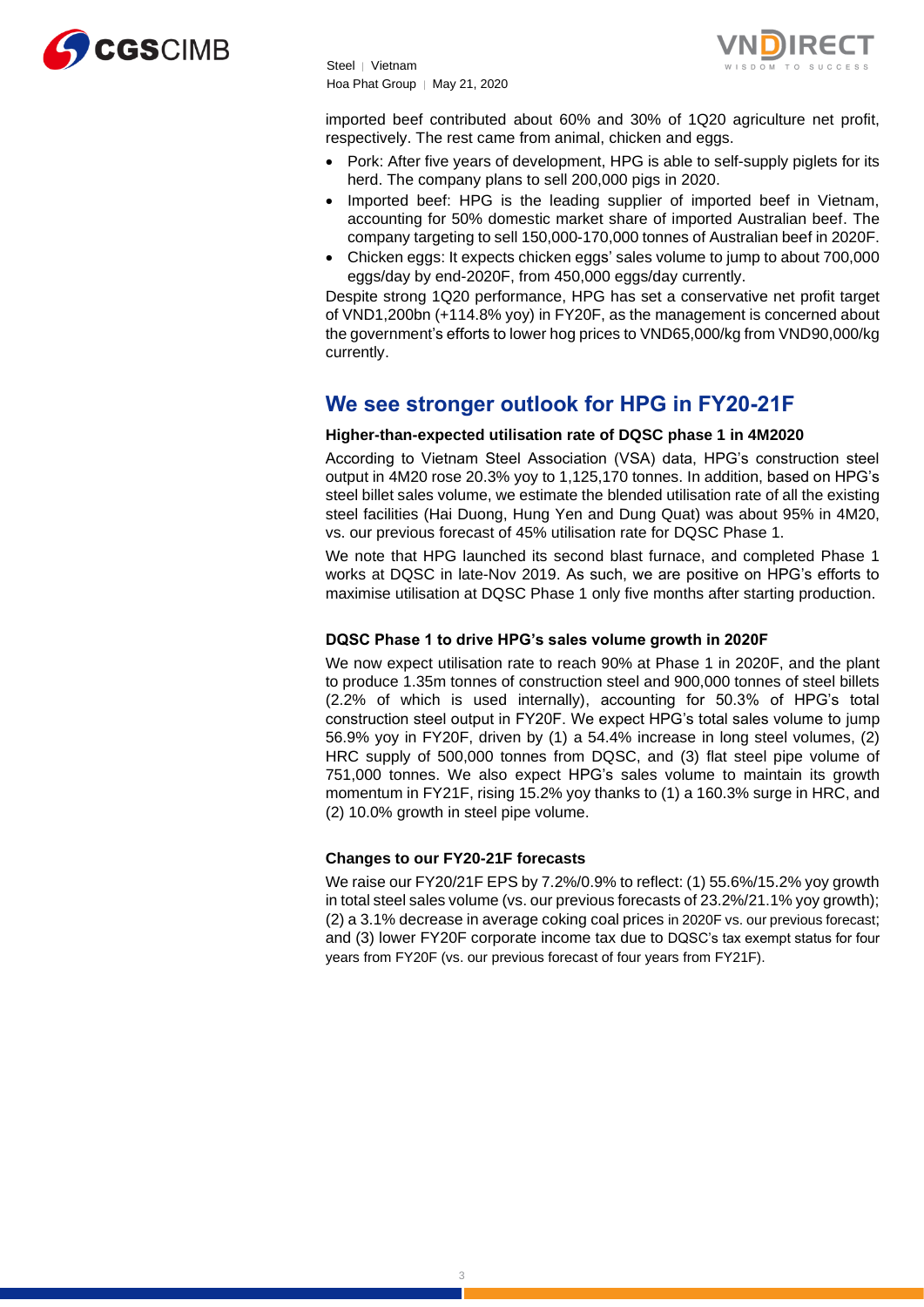imported beef contributed about 60% and 30% of 1Q20 agriculture net profit, respectively. The rest came from animal, chicken and eggs.

- Pork: After five years of development, HPG is able to self-supply piglets for its herd. The company plans to sell 200,000 pigs in 2020.
- Imported beef: HPG is the leading supplier of imported beef in Vietnam, accounting for 50% domestic market share of imported Australian beef. The company targeting to sell 150,000-170,000 tonnes of Australian beef in 2020F.
- Chicken eggs: It expects chicken eggs' sales volume to jump to about 700,000 eggs/day by end-2020F, from 450,000 eggs/day currently.

Despite strong 1Q20 performance, HPG has set a conservative net profit target of VND1,200bn (+114.8% yoy) in FY20F, as the management is concerned about the government's efforts to lower hog prices to VND65,000/kg from VND90,000/kg currently.

## We see stronger outlook for HPG in FY20-21F

### Higher-than-expected utilisation rate of DQSC phase 1 in 4M2020

According to Vietnam Steel Association (VSA) data, HPG's construction steel output in 4M20 rose 20.3% yoy to 1,125,170 tonnes. In addition, based on HPG's steel billet sales volume, we estimate the blended utilisation rate of all the existing steel facilities (Hai Duong, Hung Yen and Dung Quat) was about 95% in 4M20, vs. our previous forecast of 45% utilisation rate for DQSC Phase 1.

We note that HPG launched its second blast furnace, and completed Phase 1 works at DQSC in late-Nov 2019. As such, we are positive on HPG's efforts to maximise utilisation at DQSC Phase 1 only five months after starting production.

### DQSC Phase 1 to drive HPG's sales volume growth in 2020F

We now expect utilisation rate to reach 90% at Phase 1 in 2020F, and the plant to produce 1.35m tonnes of construction steel and 900,000 tonnes of steel billets (2.2% of which is used internally), accounting for 50.3% of HPG's total construction steel output in FY20F. We expect HPG's total sales volume to jump 56.9% yoy in FY20F, driven by (1) a 54.4% increase in long steel volumes, (2) HRC supply of 500,000 tonnes from DQSC, and (3) flat steel pipe volume of 751,000 tonnes. We also expect HPG's sales volume to maintain its growth momentum in FY21F, rising 15.2% yoy thanks to (1) a 160.3% surge in HRC, and (2) 10.0% growth in steel pipe volume.

### Changes to our FY20-21F forecasts

We raise our FY20/21F EPS by 7.2%/0.9% to reflect: (1) 55.6%/15.2% yoy growth in total steel sales volume (vs. our previous forecasts of 23.2%/21.1% yoy growth); (2) a 3.1% decrease in average coking coal prices in 2020F vs. our previous forecast; and (3) lower FY20F corporate income tax due to DQSC's tax exempt status for four years from FY20F (vs. our previous forecast of four years from FY21F).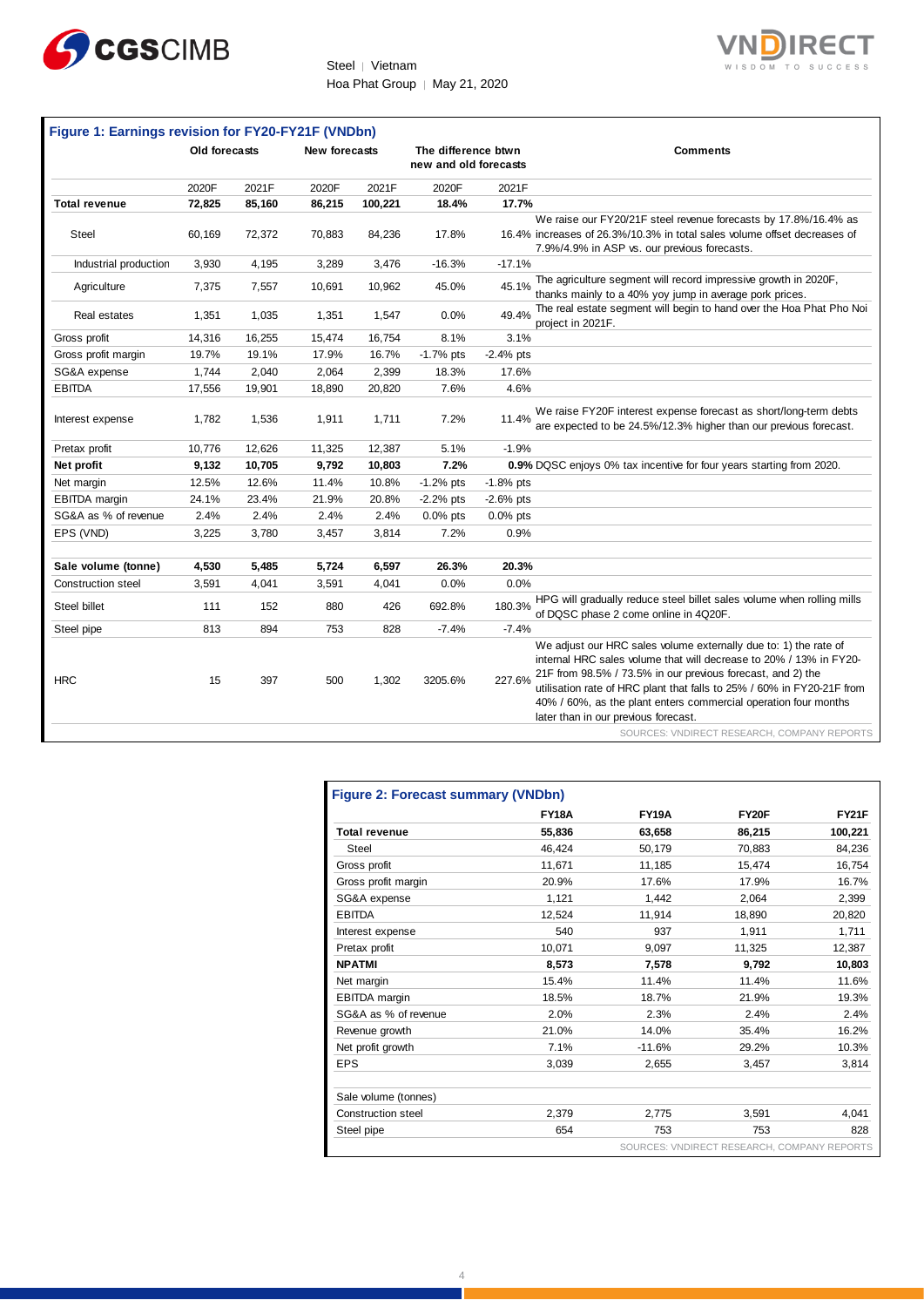**Figure 1: Earnings revision for FY20-FY21F (VNDbn)**

| | Old forecasts | | New forecasts | | The difference btwn new and old forecasts | | Comments |
|---|---|---|---|---|---|---|---|
| | 2020F | 2021F | 2020F | 2021F | 2020F | 2021F | |
| **Total revenue** | **72,825** | **85,160** | **86,215** | **100,221** | **18.4%** | **17.7%** | |
| Steel | 60,169 | 72,372 | 70,883 | 84,236 | 17.8% | 16.4% | We raise our FY20/21F steel revenue forecasts by 17.8%/16.4% as increases of 26.3%/10.3% in total sales volume offset decreases of 7.9%/4.9% in ASP vs. our previous forecasts. |
| Industrial production | 3,930 | 4,195 | 3,289 | 3,476 | -16.3% | -17.1% | |
| Agriculture | 7,375 | 7,557 | 10,691 | 10,962 | 45.0% | 45.1% | The agriculture segment will record impressive growth in 2020F, thanks mainly to a 40% yoy jump in average pork prices. |
| Real estates | 1,351 | 1,035 | 1,351 | 1,547 | 0.0% | 49.4% | The real estate segment will begin to hand over the Hoa Phat Pho Noi project in 2021F. |
| Gross profit | 14,316 | 16,255 | 15,474 | 16,754 | 8.1% | 3.1% | |
| Gross profit margin | 19.7% | 19.1% | 17.9% | 16.7% | -1.7% pts | -2.4% pts | |
| SG&A expense | 1,744 | 2,040 | 2,064 | 2,399 | 18.3% | 17.6% | |
| EBITDA | 17,556 | 19,901 | 18,890 | 20,820 | 7.6% | 4.6% | |
| Interest expense | 1,782 | 1,536 | 1,911 | 1,711 | 7.2% | 11.4% | We raise FY20F interest expense forecast as short/long-term debts are expected to be 24.5%/12.3% higher than our previous forecast. |
| Pretax profit | 10,776 | 12,626 | 11,325 | 12,387 | 5.1% | -1.9% | |
| **Net profit** | **9,132** | **10,705** | **9,792** | **10,803** | **7.2%** | **0.9%** | DQSC enjoys 0% tax incentive for four years starting from 2020. |
| Net margin | 12.5% | 12.6% | 11.4% | 10.8% | -1.2% pts | -1.8% pts | |
| EBITDA margin | 24.1% | 23.4% | 21.9% | 20.8% | -2.2% pts | -2.6% pts | |
| SG&A as % of revenue | 2.4% | 2.4% | 2.4% | 2.4% | 0.0% pts | 0.0% pts | |
| EPS (VND) | 3,225 | 3,780 | 3,457 | 3,814 | 7.2% | 0.9% | |
| | | | | | | | |
| **Sale volume (tonne)** | **4,530** | **5,485** | **5,724** | **6,597** | **26.3%** | **20.3%** | |
| Construction steel | 3,591 | 4,041 | 3,591 | 4,041 | 0.0% | 0.0% | |
| Steel billet | 111 | 152 | 880 | 426 | 692.8% | 180.3% | HPG will gradually reduce steel billet sales volume when rolling mills of DQSC phase 2 come online in 4Q20F. |
| Steel pipe | 813 | 894 | 753 | 828 | -7.4% | -7.4% | |
| HRC | 15 | 397 | 500 | 1,302 | 3205.6% | 227.6% | We adjust our HRC sales volume externally due to: 1) the rate of internal HRC sales volume that will decrease to 20% / 13% in FY20-21F from 98.5% / 73.5% in our previous forecast, and 2) the utilisation rate of HRC plant that falls to 25% / 60% in FY20-21F from 40% / 60%, as the plant enters commercial operation four months later than in our previous forecast. |

SOURCES: VNDIRECT RESEARCH, COMPANY REPORTS

**Figure 2: Forecast summary (VNDbn)**

| | FY18A | FY19A | FY20F | FY21F |
|---|---|---|---|---|
| **Total revenue** | **55,836** | **63,658** | **86,215** | **100,221** |
| Steel | 46,424 | 50,179 | 70,883 | 84,236 |
| Gross profit | 11,671 | 11,185 | 15,474 | 16,754 |
| Gross profit margin | 20.9% | 17.6% | 17.9% | 16.7% |
| SG&A expense | 1,121 | 1,442 | 2,064 | 2,399 |
| EBITDA | 12,524 | 11,914 | 18,890 | 20,820 |
| Interest expense | 540 | 937 | 1,911 | 1,711 |
| Pretax profit | 10,071 | 9,097 | 11,325 | 12,387 |
| **NPATMI** | **8,573** | **7,578** | **9,792** | **10,803** |
| Net margin | 15.4% | 11.4% | 11.4% | 11.6% |
| EBITDA margin | 18.5% | 18.7% | 21.9% | 19.3% |
| SG&A as % of revenue | 2.0% | 2.3% | 2.4% | 2.4% |
| Revenue growth | 21.0% | 14.0% | 35.4% | 16.2% |
| Net profit growth | 7.1% | -11.6% | 29.2% | 10.3% |
| EPS | 3,039 | 2,655 | 3,457 | 3,814 |
| | | | | |
| Sale volume (tonnes) | | | | |
| Construction steel | 2,379 | 2,775 | 3,591 | 4,041 |
| Steel pipe | 654 | 753 | 753 | 828 |

SOURCES: VNDIRECT RESEARCH, COMPANY REPORTS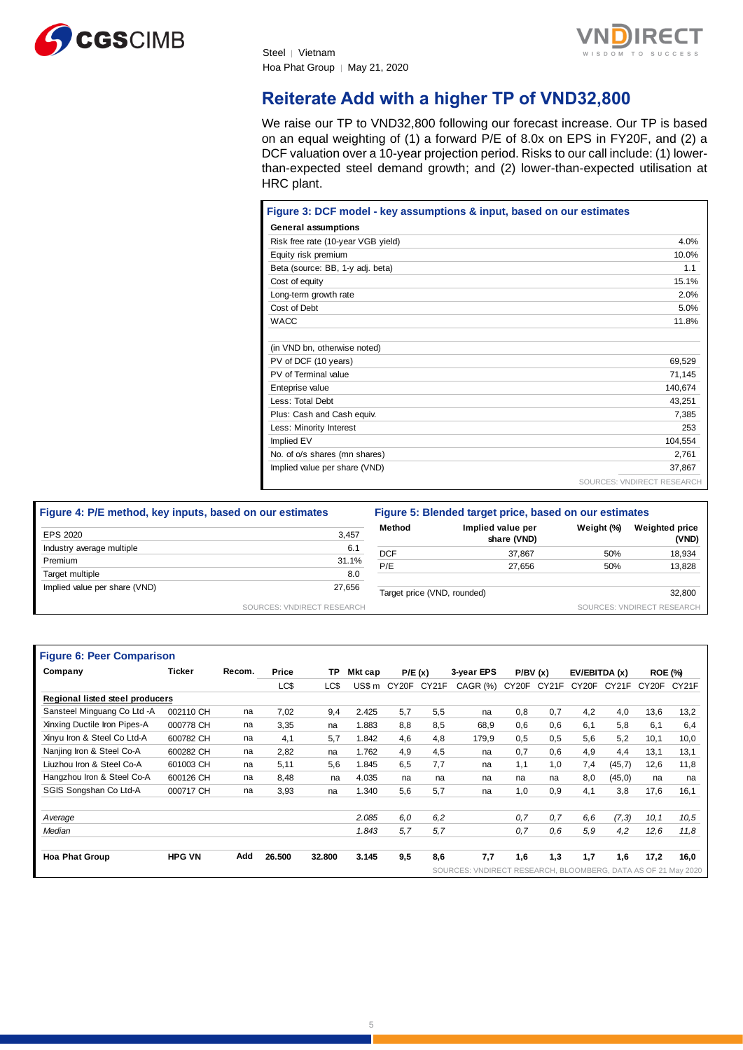## Reiterate Add with a higher TP of VND32,800

We raise our TP to VND32,800 following our forecast increase. Our TP is based on an equal weighting of (1) a forward P/E of 8.0x on EPS in FY20F, and (2) a DCF valuation over a 10-year projection period. Risks to our call include: (1) lower-than-expected steel demand growth; and (2) lower-than-expected utilisation at HRC plant.

**Figure 3: DCF model - key assumptions & input, based on our estimates**

| General assumptions | |
|---|---|
| Risk free rate (10-year VGB yield) | 4.0% |
| Equity risk premium | 10.0% |
| Beta (source: BB, 1-y adj. beta) | 1.1 |
| Cost of equity | 15.1% |
| Long-term growth rate | 2.0% |
| Cost of Debt | 5.0% |
| WACC | 11.8% |
| | |
| (in VND bn, otherwise noted) | |
| PV of DCF (10 years) | 69,529 |
| PV of Terminal value | 71,145 |
| Entepise value | 140,674 |
| Less: Total Debt | 43,251 |
| Plus: Cash and Cash equiv. | 7,385 |
| Less: Minority Interest | 253 |
| Implied EV | 104,554 |
| No. of o/s shares (mn shares) | 2,761 |
| Implied value per share (VND) | 37,867 |

SOURCES: VNDIRECT RESEARCH

**Figure 4: P/E method, key inputs, based on our estimates**

| | |
|---|---|
| EPS 2020 | 3,457 |
| Industry average multiple | 6.1 |
| Premium | 31.1% |
| Target multiple | 8.0 |
| Implied value per share (VND) | 27,656 |

SOURCES: VNDIRECT RESEARCH

**Figure 5: Blended target price, based on our estimates**

| Method | Implied value per share (VND) | Weight (%) | Weighted price (VND) |
|---|---|---|---|
| DCF | 37,867 | 50% | 18,934 |
| P/E | 27,656 | 50% | 13,828 |
| | | | |
| Target price (VND, rounded) | | | 32,800 |

SOURCES: VNDIRECT RESEARCH

**Figure 6: Peer Comparison**

| Company | Ticker | Recom. | Price | TP | Mkt cap | P/E (x) | | 3-year EPS | P/BV (x) | | EV/EBITDA (x) | | ROE (%) | |
|---|---|---|---|---|---|---|---|---|---|---|---|---|---|---|
| | | | LC$ | LC$ | US$ m | CY20F | CY21F | CAGR (%) | CY20F | CY21F | CY20F | CY21F | CY20F | CY21F |
| **Regional listed steel producers** | | | | | | | | | | | | | | |
| Sansteel Minguang Co Ltd -A | 002110 CH | na | 7,02 | 9,4 | 2.425 | 5,7 | 5,5 | na | 0,8 | 0,7 | 4,2 | 4,0 | 13,6 | 13,2 |
| Xinxing Ductile Iron Pipes-A | 000778 CH | na | 3,35 | na | 1.883 | 8,8 | 8,5 | 68,9 | 0,6 | 0,6 | 6,1 | 5,8 | 6,1 | 6,4 |
| Xinyu Iron & Steel Co Ltd-A | 600782 CH | na | 4,1 | 5,7 | 1.842 | 4,6 | 4,8 | 179,9 | 0,5 | 0,5 | 5,6 | 5,2 | 10,1 | 10,0 |
| Nanjing Iron & Steel Co-A | 600282 CH | na | 2,82 | na | 1.762 | 4,9 | 4,5 | na | 0,7 | 0,6 | 4,9 | 4,4 | 13,1 | 13,1 |
| Liuzhou Iron & Steel Co-A | 601003 CH | na | 5,11 | 5,6 | 1.845 | 6,5 | 7,7 | na | 1,1 | 1,0 | 7,4 | (45,7) | 12,6 | 11,8 |
| Hangzhou Iron & Steel Co-A | 600126 CH | na | 8,48 | na | 4.035 | na | na | na | na | na | 8,0 | (45,0) | na | na |
| SGIS Songshan Co Ltd-A | 000717 CH | na | 3,93 | na | 1.340 | 5,6 | 5,7 | na | 1,0 | 0,9 | 4,1 | 3,8 | 17,6 | 16,1 |
| | | | | | | | | | | | | | | |
| *Average* | | | | | *2.085* | *6,0* | *6,2* | | *0,7* | *0,7* | *6,6* | *(7,3)* | *10,1* | *10,5* |
| *Median* | | | | | *1.843* | *5,7* | *5,7* | | *0,7* | *0,6* | *5,9* | *4,2* | *12,6* | *11,8* |
| | | | | | | | | | | | | | | |
| **Hoa Phat Group** | **HPG VN** | **Add** | **26.500** | **32.800** | **3.145** | **9,5** | **8,6** | **7,7** | **1,6** | **1,3** | **1,7** | **1,6** | **17,2** | **16,0** |

SOURCES: VNDIRECT RESEARCH, BLOOMBERG, DATA AS OF 21 May 2020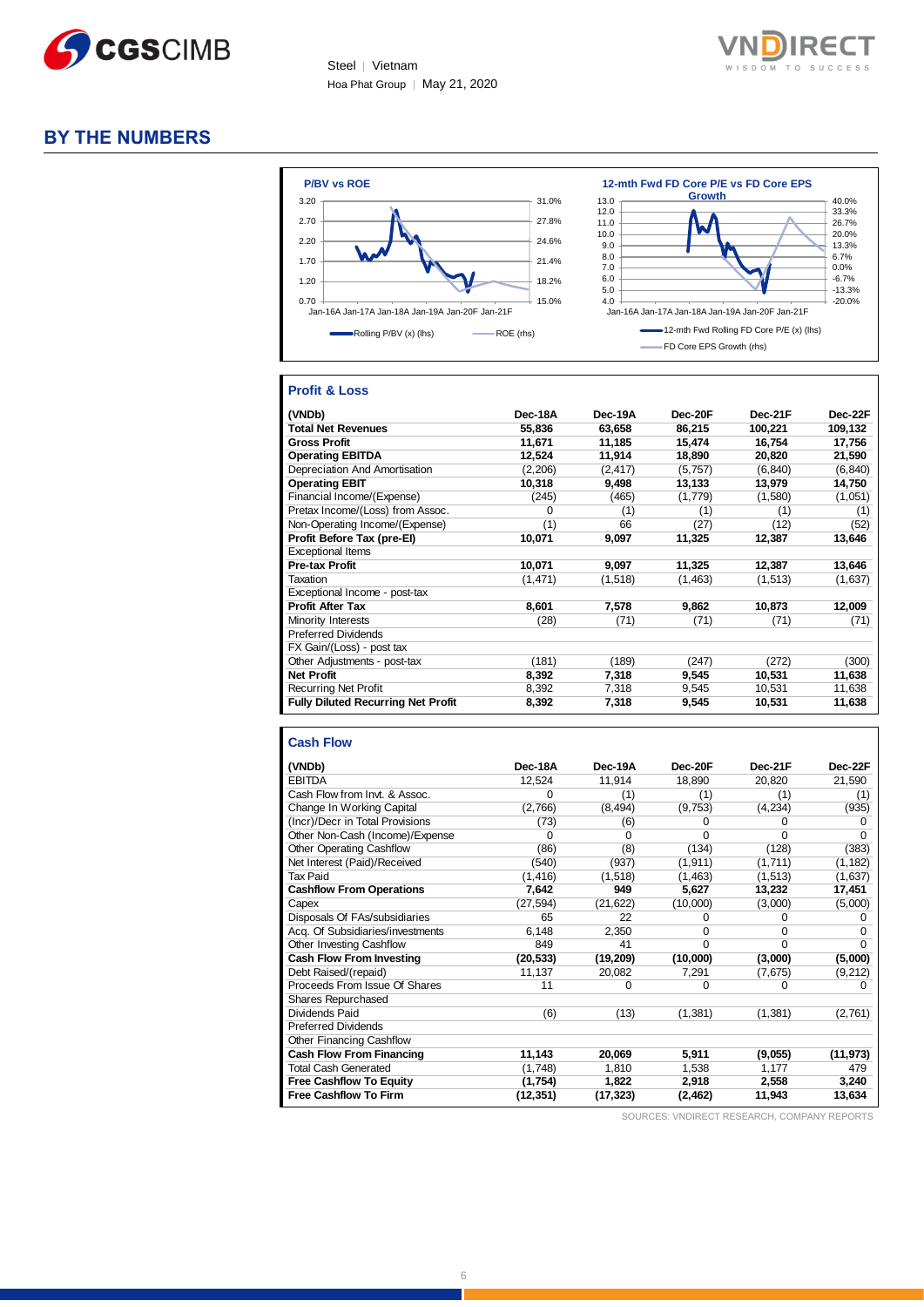## BY THE NUMBERS

**P/BV vs ROE**

Rolling P/BV (x) (lhs) — ROE (rhs)

**12-mth Fwd FD Core P/E vs FD Core EPS Growth**

12-mth Fwd Rolling FD Core P/E (x) (lhs) — FD Core EPS Growth (rhs)

### Profit & Loss

| (VNDb) | Dec-18A | Dec-19A | Dec-20F | Dec-21F | Dec-22F |
|---|---|---|---|---|---|
| **Total Net Revenues** | **55,836** | **63,658** | **86,215** | **100,221** | **109,132** |
| **Gross Profit** | **11,671** | **11,185** | **15,474** | **16,754** | **17,756** |
| **Operating EBITDA** | **12,524** | **11,914** | **18,890** | **20,820** | **21,590** |
| Depreciation And Amortisation | (2,206) | (2,417) | (5,757) | (6,840) | (6,840) |
| **Operating EBIT** | **10,318** | **9,498** | **13,133** | **13,979** | **14,750** |
| Financial Income/(Expense) | (245) | (465) | (1,779) | (1,580) | (1,051) |
| Pretax Income/(Loss) from Assoc. | 0 | (1) | (1) | (1) | (1) |
| Non-Operating Income/(Expense) | (1) | 66 | (27) | (12) | (52) |
| **Profit Before Tax (pre-EI)** | **10,071** | **9,097** | **11,325** | **12,387** | **13,646** |
| Exceptional Items | | | | | |
| **Pre-tax Profit** | **10,071** | **9,097** | **11,325** | **12,387** | **13,646** |
| Taxation | (1,471) | (1,518) | (1,463) | (1,513) | (1,637) |
| Exceptional Income - post-tax | | | | | |
| **Profit After Tax** | **8,601** | **7,578** | **9,862** | **10,873** | **12,009** |
| Minority Interests | (28) | (71) | (71) | (71) | (71) |
| Preferred Dividends | | | | | |
| FX Gain/(Loss) - post tax | | | | | |
| Other Adjustments - post-tax | (181) | (189) | (247) | (272) | (300) |
| **Net Profit** | **8,392** | **7,318** | **9,545** | **10,531** | **11,638** |
| Recurring Net Profit | 8,392 | 7,318 | 9,545 | 10,531 | 11,638 |
| **Fully Diluted Recurring Net Profit** | **8,392** | **7,318** | **9,545** | **10,531** | **11,638** |

### Cash Flow

| (VNDb) | Dec-18A | Dec-19A | Dec-20F | Dec-21F | Dec-22F |
|---|---|---|---|---|---|
| EBITDA | 12,524 | 11,914 | 18,890 | 20,820 | 21,590 |
| Cash Flow from Invt. & Assoc. | 0 | (1) | (1) | (1) | (1) |
| Change In Working Capital | (2,766) | (8,494) | (9,753) | (4,234) | (935) |
| (Incr)/Decr in Total Provisions | (73) | (6) | 0 | 0 | 0 |
| Other Non-Cash (Income)/Expense | 0 | 0 | 0 | 0 | 0 |
| Other Operating Cashflow | (86) | (8) | (134) | (128) | (383) |
| Net Interest (Paid)/Received | (540) | (937) | (1,911) | (1,711) | (1,182) |
| Tax Paid | (1,416) | (1,518) | (1,463) | (1,513) | (1,637) |
| **Cashflow From Operations** | **7,642** | **949** | **5,627** | **13,232** | **17,451** |
| Capex | (27,594) | (21,622) | (10,000) | (3,000) | (5,000) |
| Disposals Of FAs/subsidiaries | 65 | 22 | 0 | 0 | 0 |
| Acq. Of Subsidiaries/investments | 6,148 | 2,350 | 0 | 0 | 0 |
| Other Investing Cashflow | 849 | 41 | 0 | 0 | 0 |
| **Cash Flow From Investing** | **(20,533)** | **(19,209)** | **(10,000)** | **(3,000)** | **(5,000)** |
| Debt Raised/(repaid) | 11,137 | 20,082 | 7,291 | (7,675) | (9,212) |
| Proceeds From Issue Of Shares | 11 | 0 | 0 | 0 | 0 |
| Shares Repurchased | | | | | |
| Dividends Paid | (6) | (13) | (1,381) | (1,381) | (2,761) |
| Preferred Dividends | | | | | |
| Other Financing Cashflow | | | | | |
| **Cash Flow From Financing** | **11,143** | **20,069** | **5,911** | **(9,055)** | **(11,973)** |
| Total Cash Generated | (1,748) | 1,810 | 1,538 | 1,177 | 479 |
| **Free Cashflow To Equity** | **(1,754)** | **1,822** | **2,918** | **2,558** | **3,240** |
| **Free Cashflow To Firm** | **(12,351)** | **(17,323)** | **(2,462)** | **11,943** | **13,634** |

SOURCES: VNDIRECT RESEARCH, COMPANY REPORTS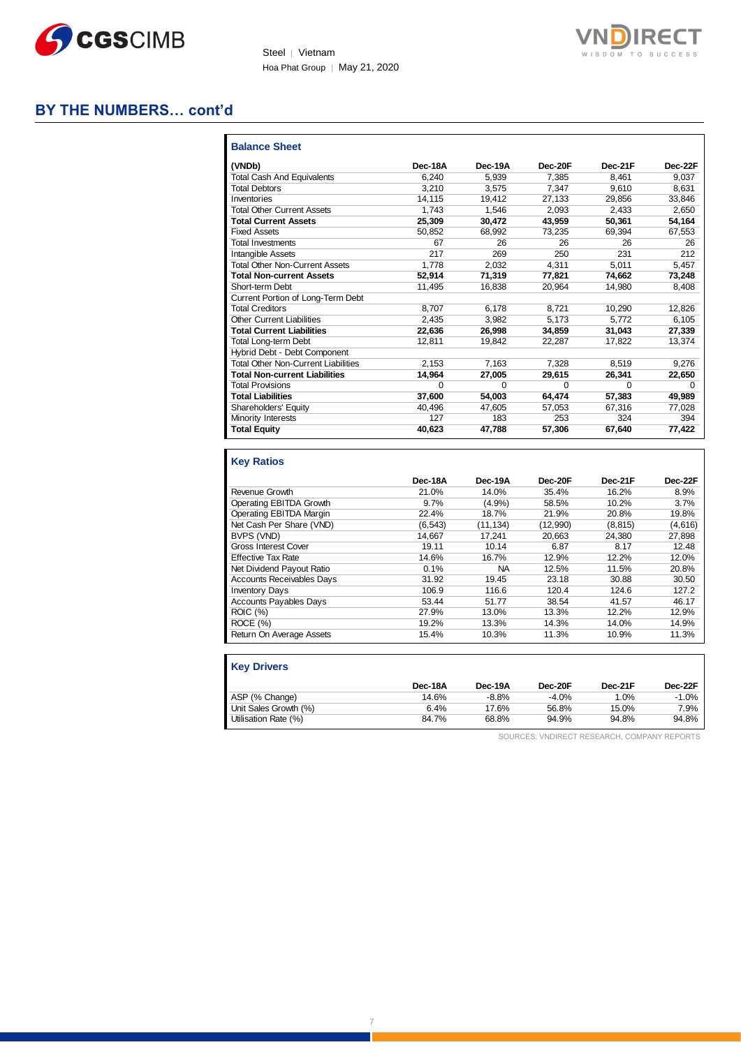## BY THE NUMBERS… cont'd

### Balance Sheet

| (VNDb) | Dec-18A | Dec-19A | Dec-20F | Dec-21F | Dec-22F |
|---|---|---|---|---|---|
| Total Cash And Equivalents | 6,240 | 5,939 | 7,385 | 8,461 | 9,037 |
| Total Debtors | 3,210 | 3,575 | 7,347 | 9,610 | 8,631 |
| Inventories | 14,115 | 19,412 | 27,133 | 29,856 | 33,846 |
| Total Other Current Assets | 1,743 | 1,546 | 2,093 | 2,433 | 2,650 |
| **Total Current Assets** | **25,309** | **30,472** | **43,959** | **50,361** | **54,164** |
| Fixed Assets | 50,852 | 68,992 | 73,235 | 69,394 | 67,553 |
| Total Investments | 67 | 26 | 26 | 26 | 26 |
| Intangible Assets | 217 | 269 | 250 | 231 | 212 |
| Total Other Non-Current Assets | 1,778 | 2,032 | 4,311 | 5,011 | 5,457 |
| **Total Non-current Assets** | **52,914** | **71,319** | **77,821** | **74,662** | **73,248** |
| Short-term Debt | 11,495 | 16,838 | 20,964 | 14,980 | 8,408 |
| Current Portion of Long-Term Debt | | | | | |
| Total Creditors | 8,707 | 6,178 | 8,721 | 10,290 | 12,826 |
| Other Current Liabilities | 2,435 | 3,982 | 5,173 | 5,772 | 6,105 |
| **Total Current Liabilities** | **22,636** | **26,998** | **34,859** | **31,043** | **27,339** |
| Total Long-term Debt | 12,811 | 19,842 | 22,287 | 17,822 | 13,374 |
| Hybrid Debt - Debt Component | | | | | |
| Total Other Non-Current Liabilities | 2,153 | 7,163 | 7,328 | 8,519 | 9,276 |
| **Total Non-current Liabilities** | **14,964** | **27,005** | **29,615** | **26,341** | **22,650** |
| Total Provisions | 0 | 0 | 0 | 0 | 0 |
| **Total Liabilities** | **37,600** | **54,003** | **64,474** | **57,383** | **49,989** |
| Shareholders' Equity | 40,496 | 47,605 | 57,053 | 67,316 | 77,028 |
| Minority Interests | 127 | 183 | 253 | 324 | 394 |
| **Total Equity** | **40,623** | **47,788** | **57,306** | **67,640** | **77,422** |

### Key Ratios

| | Dec-18A | Dec-19A | Dec-20F | Dec-21F | Dec-22F |
|---|---|---|---|---|---|
| Revenue Growth | 21.0% | 14.0% | 35.4% | 16.2% | 8.9% |
| Operating EBITDA Growth | 9.7% | (4.9%) | 58.5% | 10.2% | 3.7% |
| Operating EBITDA Margin | 22.4% | 18.7% | 21.9% | 20.8% | 19.8% |
| Net Cash Per Share (VND) | (6,543) | (11,134) | (12,990) | (8,815) | (4,616) |
| BVPS (VND) | 14,667 | 17,241 | 20,663 | 24,380 | 27,898 |
| Gross Interest Cover | 19.11 | 10.14 | 6.87 | 8.17 | 12.48 |
| Effective Tax Rate | 14.6% | 16.7% | 12.9% | 12.2% | 12.0% |
| Net Dividend Payout Ratio | 0.1% | NA | 12.5% | 11.5% | 20.8% |
| Accounts Receivables Days | 31.92 | 19.45 | 23.18 | 30.88 | 30.50 |
| Inventory Days | 106.9 | 116.6 | 120.4 | 124.6 | 127.2 |
| Accounts Payables Days | 53.44 | 51.77 | 38.54 | 41.57 | 46.17 |
| ROIC (%) | 27.9% | 13.0% | 13.3% | 12.2% | 12.9% |
| ROCE (%) | 19.2% | 13.3% | 14.3% | 14.0% | 14.9% |
| Return On Average Assets | 15.4% | 10.3% | 11.3% | 10.9% | 11.3% |

### Key Drivers

| | Dec-18A | Dec-19A | Dec-20F | Dec-21F | Dec-22F |
|---|---|---|---|---|---|
| ASP (% Change) | 14.6% | -8.8% | -4.0% | 1.0% | -1.0% |
| Unit Sales Growth (%) | 6.4% | 17.6% | 56.8% | 15.0% | 7.9% |
| Utilisation Rate (%) | 84.7% | 68.8% | 94.9% | 94.8% | 94.8% |

SOURCES: VNDIRECT RESEARCH, COMPANY REPORTS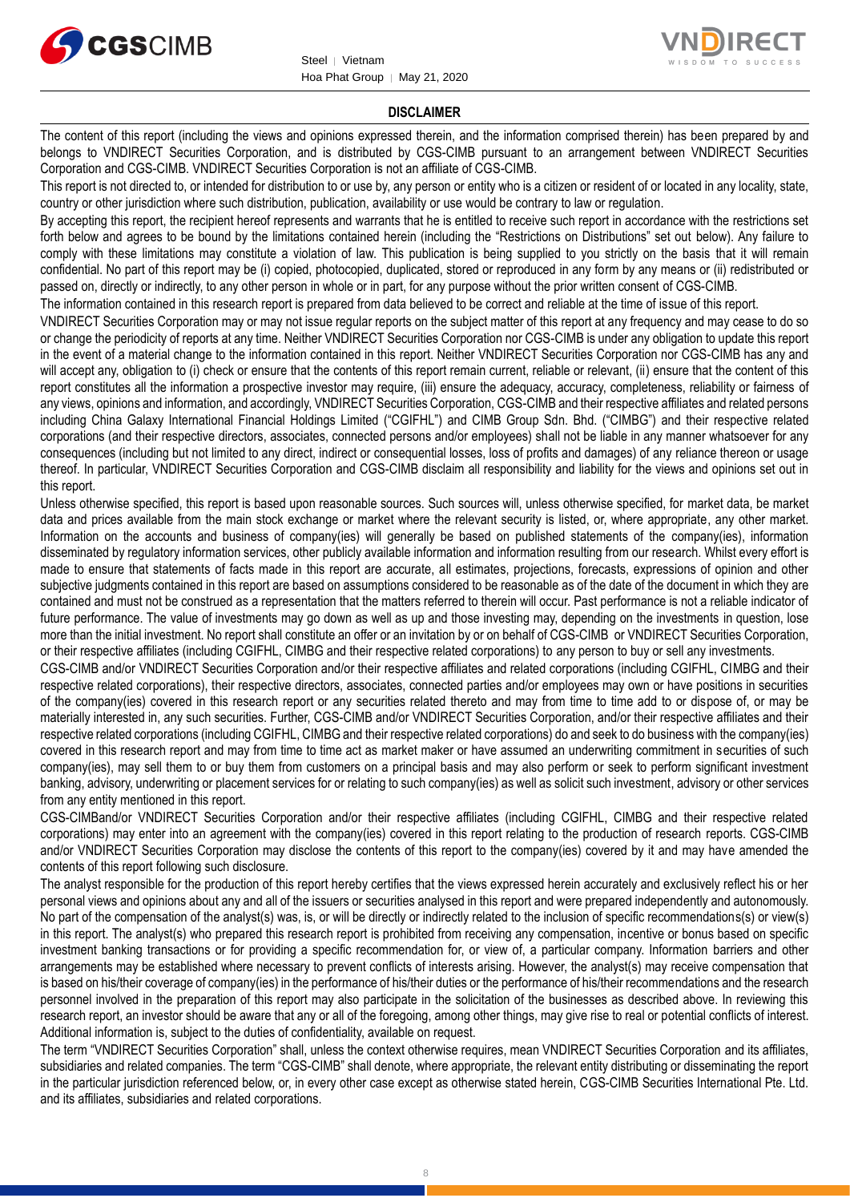## DISCLAIMER

The content of this report (including the views and opinions expressed therein, and the information comprised therein) has been prepared by and belongs to VNDIRECT Securities Corporation, and is distributed by CGS-CIMB pursuant to an arrangement between VNDIRECT Securities Corporation and CGS-CIMB. VNDIRECT Securities Corporation is not an affiliate of CGS-CIMB.

This report is not directed to, or intended for distribution to or use by, any person or entity who is a citizen or resident of or located in any locality, state, country or other jurisdiction where such distribution, publication, availability or use would be contrary to law or regulation.

By accepting this report, the recipient hereof represents and warrants that he is entitled to receive such report in accordance with the restrictions set forth below and agrees to be bound by the limitations contained herein (including the "Restrictions on Distributions" set out below). Any failure to comply with these limitations may constitute a violation of law. This publication is being supplied to you strictly on the basis that it will remain confidential. No part of this report may be (i) copied, photocopied, duplicated, stored or reproduced in any form by any means or (ii) redistributed or passed on, directly or indirectly, to any other person in whole or in part, for any purpose without the prior written consent of CGS-CIMB.

The information contained in this research report is prepared from data believed to be correct and reliable at the time of issue of this report.

VNDIRECT Securities Corporation may or may not issue regular reports on the subject matter of this report at any frequency and may cease to do so or change the periodicity of reports at any time. Neither VNDIRECT Securities Corporation nor CGS-CIMB is under any obligation to update this report in the event of a material change to the information contained in this report. Neither VNDIRECT Securities Corporation nor CGS-CIMB has any and will accept any, obligation to (i) check or ensure that the contents of this report remain current, reliable or relevant, (ii) ensure that the content of this report constitutes all the information a prospective investor may require, (iii) ensure the adequacy, accuracy, completeness, reliability or fairness of any views, opinions and information, and accordingly, VNDIRECT Securities Corporation, CGS-CIMB and their respective affiliates and related persons including China Galaxy International Financial Holdings Limited ("CGIFHL") and CIMB Group Sdn. Bhd. ("CIMBG") and their respective related corporations (and their respective directors, associates, connected persons and/or employees) shall not be liable in any manner whatsoever for any consequences (including but not limited to any direct, indirect or consequential losses, loss of profits and damages) of any reliance thereon or usage thereof. In particular, VNDIRECT Securities Corporation and CGS-CIMB disclaim all responsibility and liability for the views and opinions set out in this report.

Unless otherwise specified, this report is based upon reasonable sources. Such sources will, unless otherwise specified, for market data, be market data and prices available from the main stock exchange or market where the relevant security is listed, or, where appropriate, any other market. Information on the accounts and business of company(ies) will generally be based on published statements of the company(ies), information disseminated by regulatory information services, other publicly available information and information resulting from our research. Whilst every effort is made to ensure that statements of facts made in this report are accurate, all estimates, projections, forecasts, expressions of opinion and other subjective judgments contained in this report are based on assumptions considered to be reasonable as of the date of the document in which they are contained and must not be construed as a representation that the matters referred to therein will occur. Past performance is not a reliable indicator of future performance. The value of investments may go down as well as up and those investing may, depending on the investments in question, lose more than the initial investment. No report shall constitute an offer or an invitation by or on behalf of CGS-CIMB or VNDIRECT Securities Corporation, or their respective affiliates (including CGIFHL, CIMBG and their respective related corporations) to any person to buy or sell any investments.

CGS-CIMB and/or VNDIRECT Securities Corporation and/or their respective affiliates and related corporations (including CGIFHL, CIMBG and their respective related corporations), their respective directors, associates, connected parties and/or employees may own or have positions in securities of the company(ies) covered in this research report or any securities related thereto and may from time to time add to or dispose of, or may be materially interested in, any such securities. Further, CGS-CIMB and/or VNDIRECT Securities Corporation, and/or their respective affiliates and their respective related corporations (including CGIFHL, CIMBG and their respective related corporations) do and seek to do business with the company(ies) covered in this research report and may from time to time act as market maker or have assumed an underwriting commitment in securities of such company(ies), may sell them to or buy them from customers on a principal basis and may also perform or seek to perform significant investment banking, advisory, underwriting or placement services for or relating to such company(ies) as well as solicit such investment, advisory or other services from any entity mentioned in this report.

CGS-CIMBand/or VNDIRECT Securities Corporation and/or their respective affiliates (including CGIFHL, CIMBG and their respective related corporations) may enter into an agreement with the company(ies) covered in this report relating to the production of research reports. CGS-CIMB and/or VNDIRECT Securities Corporation may disclose the contents of this report to the company(ies) covered by it and may have amended the contents of this report following such disclosure.

The analyst responsible for the production of this report hereby certifies that the views expressed herein accurately and exclusively reflect his or her personal views and opinions about any and all of the issuers or securities analysed in this report and were prepared independently and autonomously. No part of the compensation of the analyst(s) was, is, or will be directly or indirectly related to the inclusion of specific recommendations(s) or view(s) in this report. The analyst(s) who prepared this research report is prohibited from receiving any compensation, incentive or bonus based on specific investment banking transactions or for providing a specific recommendation for, or view of, a particular company. Information barriers and other arrangements may be established where necessary to prevent conflicts of interests arising. However, the analyst(s) may receive compensation that is based on his/their coverage of company(ies) in the performance of his/their duties or the performance of his/their recommendations and the research personnel involved in the preparation of this report may also participate in the solicitation of the businesses as described above. In reviewing this research report, an investor should be aware that any or all of the foregoing, among other things, may give rise to real or potential conflicts of interest. Additional information is, subject to the duties of confidentiality, available on request.

The term "VNDIRECT Securities Corporation" shall, unless the context otherwise requires, mean VNDIRECT Securities Corporation and its affiliates, subsidiaries and related companies. The term "CGS-CIMB" shall denote, where appropriate, the relevant entity distributing or disseminating the report in the particular jurisdiction referenced below, or, in every other case except as otherwise stated herein, CGS-CIMB Securities International Pte. Ltd. and its affiliates, subsidiaries and related corporations.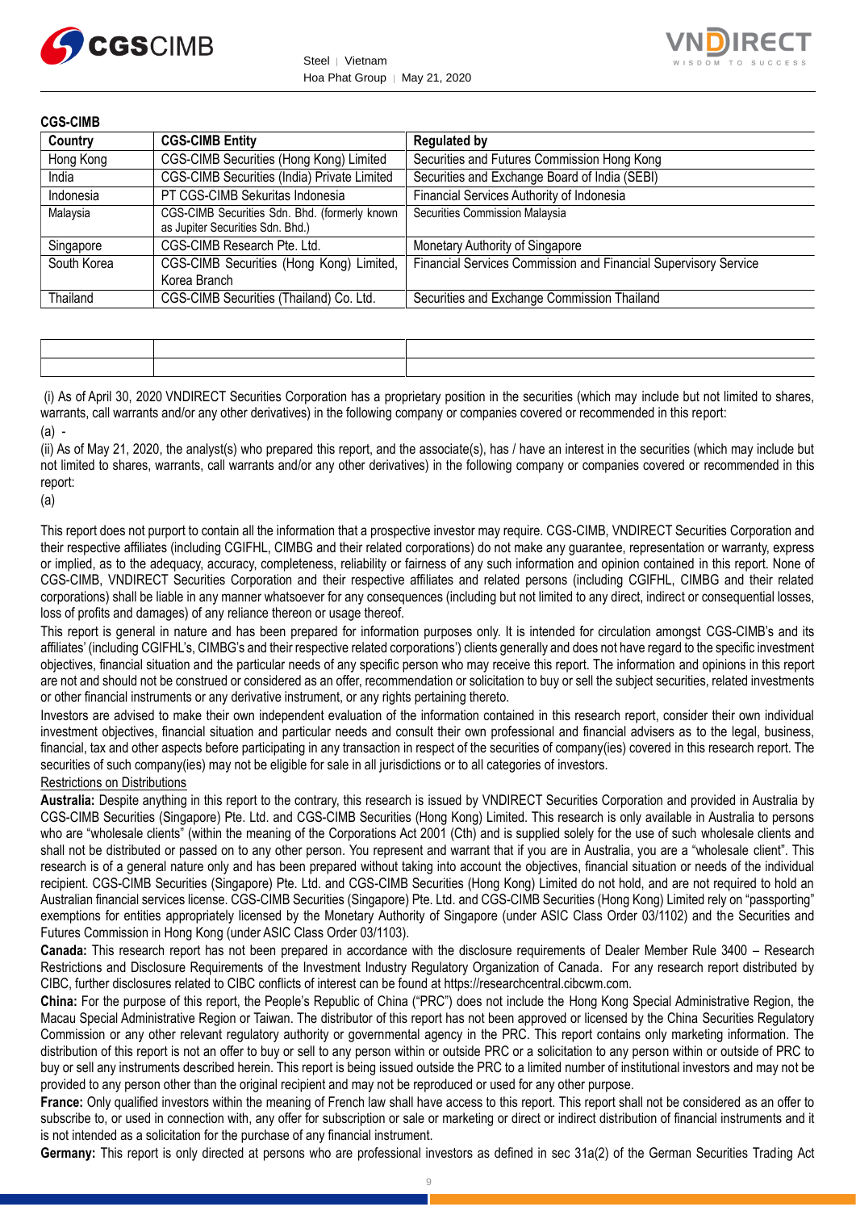**CGS-CIMB**

| Country | CGS-CIMB Entity | Regulated by |
|---|---|---|
| Hong Kong | CGS-CIMB Securities (Hong Kong) Limited | Securities and Futures Commission Hong Kong |
| India | CGS-CIMB Securities (India) Private Limited | Securities and Exchange Board of India (SEBI) |
| Indonesia | PT CGS-CIMB Sekuritas Indonesia | Financial Services Authority of Indonesia |
| Malaysia | CGS-CIMB Securities Sdn. Bhd. (formerly known as Jupiter Securities Sdn. Bhd.) | Securities Commission Malaysia |
| Singapore | CGS-CIMB Research Pte. Ltd. | Monetary Authority of Singapore |
| South Korea | CGS-CIMB Securities (Hong Kong) Limited, Korea Branch | Financial Services Commission and Financial Supervisory Service |
| Thailand | CGS-CIMB Securities (Thailand) Co. Ltd. | Securities and Exchange Commission Thailand |

(i) As of April 30, 2020 VNDIRECT Securities Corporation has a proprietary position in the securities (which may include but not limited to shares, warrants, call warrants and/or any other derivatives) in the following company or companies covered or recommended in this report:

(a) -

(ii) As of May 21, 2020, the analyst(s) who prepared this report, and the associate(s), has / have an interest in the securities (which may include but not limited to shares, warrants, call warrants and/or any other derivatives) in the following company or companies covered or recommended in this report:

(a)

This report does not purport to contain all the information that a prospective investor may require. CGS-CIMB, VNDIRECT Securities Corporation and their respective affiliates (including CGIFHL, CIMBG and their related corporations) do not make any guarantee, representation or warranty, express or implied, as to the adequacy, accuracy, completeness, reliability or fairness of any such information and opinion contained in this report. None of CGS-CIMB, VNDIRECT Securities Corporation and their respective affiliates and related persons (including CGIFHL, CIMBG and their related corporations) shall be liable in any manner whatsoever for any consequences (including but not limited to any direct, indirect or consequential losses, loss of profits and damages) of any reliance thereon or usage thereof.

This report is general in nature and has been prepared for information purposes only. It is intended for circulation amongst CGS-CIMB's and its affiliates' (including CGIFHL's, CIMBG's and their respective related corporations') clients generally and does not have regard to the specific investment objectives, financial situation and the particular needs of any specific person who may receive this report. The information and opinions in this report are not and should not be construed or considered as an offer, recommendation or solicitation to buy or sell the subject securities, related investments or other financial instruments or any derivative instrument, or any rights pertaining thereto.

Investors are advised to make their own independent evaluation of the information contained in this research report, consider their own individual investment objectives, financial situation and particular needs and consult their own professional and financial advisers as to the legal, business, financial, tax and other aspects before participating in any transaction in respect of the securities of company(ies) covered in this research report. The securities of such company(ies) may not be eligible for sale in all jurisdictions or to all categories of investors.

Restrictions on Distributions

**Australia:** Despite anything in this report to the contrary, this research is issued by VNDIRECT Securities Corporation and provided in Australia by CGS-CIMB Securities (Singapore) Pte. Ltd. and CGS-CIMB Securities (Hong Kong) Limited. This research is only available in Australia to persons who are "wholesale clients" (within the meaning of the Corporations Act 2001 (Cth) and is supplied solely for the use of such wholesale clients and shall not be distributed or passed on to any other person. You represent and warrant that if you are in Australia, you are a "wholesale client". This research is of a general nature only and has been prepared without taking into account the objectives, financial situation or needs of the individual recipient. CGS-CIMB Securities (Singapore) Pte. Ltd. and CGS-CIMB Securities (Hong Kong) Limited do not hold, and are not required to hold an Australian financial services license. CGS-CIMB Securities (Singapore) Pte. Ltd. and CGS-CIMB Securities (Hong Kong) Limited rely on "passporting" exemptions for entities appropriately licensed by the Monetary Authority of Singapore (under ASIC Class Order 03/1102) and the Securities and Futures Commission in Hong Kong (under ASIC Class Order 03/1103).

**Canada:** This research report has not been prepared in accordance with the disclosure requirements of Dealer Member Rule 3400 – Research Restrictions and Disclosure Requirements of the Investment Industry Regulatory Organization of Canada. For any research report distributed by CIBC, further disclosures related to CIBC conflicts of interest can be found at https://researchcentral.cibcwm.com.

**China:** For the purpose of this report, the People's Republic of China ("PRC") does not include the Hong Kong Special Administrative Region, the Macau Special Administrative Region or Taiwan. The distributor of this report has not been approved or licensed by the China Securities Regulatory Commission or any other relevant regulatory authority or governmental agency in the PRC. This report contains only marketing information. The distribution of this report is not an offer to buy or sell to any person within or outside PRC or a solicitation to any person within or outside of PRC to buy or sell any instruments described herein. This report is being issued outside the PRC to a limited number of institutional investors and may not be provided to any person other than the original recipient and may not be reproduced or used for any other purpose.

**France:** Only qualified investors within the meaning of French law shall have access to this report. This report shall not be considered as an offer to subscribe to, or used in connection with, any offer for subscription or sale or marketing or direct or indirect distribution of financial instruments and it is not intended as a solicitation for the purchase of any financial instrument.

**Germany:** This report is only directed at persons who are professional investors as defined in sec 31a(2) of the German Securities Trading Act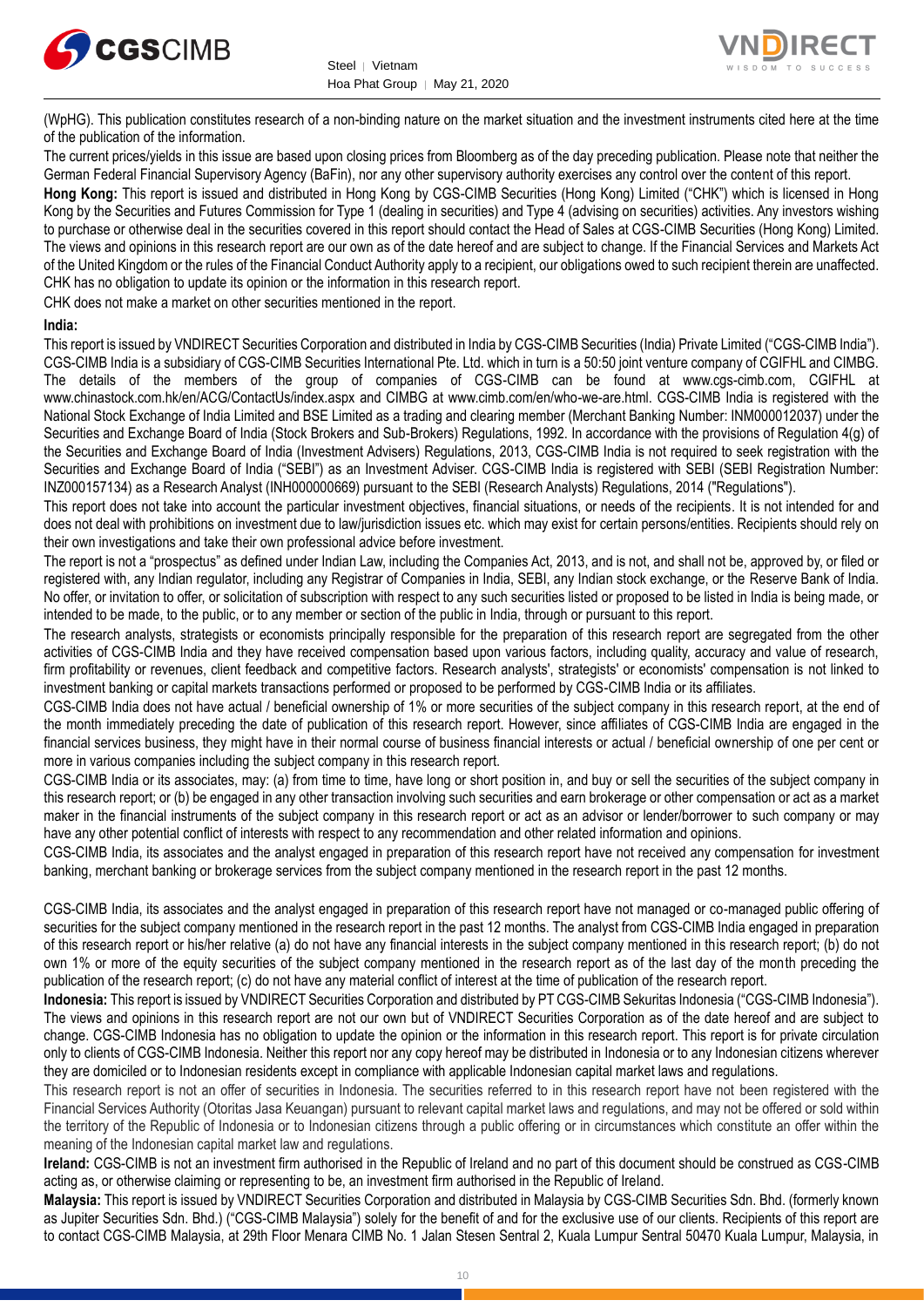(WpHG). This publication constitutes research of a non-binding nature on the market situation and the investment instruments cited here at the time of the publication of the information.

The current prices/yields in this issue are based upon closing prices from Bloomberg as of the day preceding publication. Please note that neither the German Federal Financial Supervisory Agency (BaFin), nor any other supervisory authority exercises any control over the content of this report.

**Hong Kong:** This report is issued and distributed in Hong Kong by CGS-CIMB Securities (Hong Kong) Limited ("CHK") which is licensed in Hong Kong by the Securities and Futures Commission for Type 1 (dealing in securities) and Type 4 (advising on securities) activities. Any investors wishing to purchase or otherwise deal in the securities covered in this report should contact the Head of Sales at CGS-CIMB Securities (Hong Kong) Limited. The views and opinions in this research report are our own as of the date hereof and are subject to change. If the Financial Services and Markets Act of the United Kingdom or the rules of the Financial Conduct Authority apply to a recipient, our obligations owed to such recipient therein are unaffected. CHK has no obligation to update its opinion or the information in this research report.

CHK does not make a market on other securities mentioned in the report.

**India:**

This report is issued by VNDIRECT Securities Corporation and distributed in India by CGS-CIMB Securities (India) Private Limited ("CGS-CIMB India"). CGS-CIMB India is a subsidiary of CGS-CIMB Securities International Pte. Ltd. which in turn is a 50:50 joint venture company of CGIFHL and CIMBG. The details of the members of the group of companies of CGS-CIMB can be found at www.cgs-cimb.com, CGIFHL at www.chinastock.com.hk/en/ACG/ContactUs/index.aspx and CIMBG at www.cimb.com/en/who-we-are.html. CGS-CIMB India is registered with the National Stock Exchange of India Limited and BSE Limited as a trading and clearing member (Merchant Banking Number: INM000012037) under the Securities and Exchange Board of India (Stock Brokers and Sub-Brokers) Regulations, 1992. In accordance with the provisions of Regulation 4(g) of the Securities and Exchange Board of India (Investment Advisers) Regulations, 2013, CGS-CIMB India is not required to seek registration with the Securities and Exchange Board of India ("SEBI") as an Investment Adviser. CGS-CIMB India is registered with SEBI (SEBI Registration Number: INZ000157134) as a Research Analyst (INH000000669) pursuant to the SEBI (Research Analysts) Regulations, 2014 ("Regulations").

This report does not take into account the particular investment objectives, financial situations, or needs of the recipients. It is not intended for and does not deal with prohibitions on investment due to law/jurisdiction issues etc. which may exist for certain persons/entities. Recipients should rely on their own investigations and take their own professional advice before investment.

The report is not a "prospectus" as defined under Indian Law, including the Companies Act, 2013, and is not, and shall not be, approved by, or filed or registered with, any Indian regulator, including any Registrar of Companies in India, SEBI, any Indian stock exchange, or the Reserve Bank of India. No offer, or invitation to offer, or solicitation of subscription with respect to any such securities listed or proposed to be listed in India is being made, or intended to be made, to the public, or to any member or section of the public in India, through or pursuant to this report.

The research analysts, strategists or economists principally responsible for the preparation of this research report are segregated from the other activities of CGS-CIMB India and they have received compensation based upon various factors, including quality, accuracy and value of research, firm profitability or revenues, client feedback and competitive factors. Research analysts', strategists' or economists' compensation is not linked to investment banking or capital markets transactions performed or proposed to be performed by CGS-CIMB India or its affiliates.

CGS-CIMB India does not have actual / beneficial ownership of 1% or more securities of the subject company in this research report, at the end of the month immediately preceding the date of publication of this research report. However, since affiliates of CGS-CIMB India are engaged in the financial services business, they might have in their normal course of business financial interests or actual / beneficial ownership of one per cent or more in various companies including the subject company in this research report.

CGS-CIMB India or its associates, may: (a) from time to time, have long or short position in, and buy or sell the securities of the subject company in this research report; or (b) be engaged in any other transaction involving such securities and earn brokerage or other compensation or act as a market maker in the financial instruments of the subject company in this research report or act as an advisor or lender/borrower to such company or may have any other potential conflict of interests with respect to any recommendation and other related information and opinions.

CGS-CIMB India, its associates and the analyst engaged in preparation of this research report have not received any compensation for investment banking, merchant banking or brokerage services from the subject company mentioned in the research report in the past 12 months.

CGS-CIMB India, its associates and the analyst engaged in preparation of this research report have not managed or co-managed public offering of securities for the subject company mentioned in the research report in the past 12 months. The analyst from CGS-CIMB India engaged in preparation of this research report or his/her relative (a) do not have any financial interests in the subject company mentioned in this research report; (b) do not own 1% or more of the equity securities of the subject company mentioned in the research report as of the last day of the month preceding the publication of the research report; (c) do not have any material conflict of interest at the time of publication of the research report.

**Indonesia:** This report is issued by VNDIRECT Securities Corporation and distributed by PT CGS-CIMB Sekuritas Indonesia ("CGS-CIMB Indonesia"). The views and opinions in this research report are not our own but of VNDIRECT Securities Corporation as of the date hereof and are subject to change. CGS-CIMB Indonesia has no obligation to update the opinion or the information in this research report. This report is for private circulation only to clients of CGS-CIMB Indonesia. Neither this report nor any copy hereof may be distributed in Indonesia or to any Indonesian citizens wherever they are domiciled or to Indonesian residents except in compliance with applicable Indonesian capital market laws and regulations.

This research report is not an offer of securities in Indonesia. The securities referred to in this research report have not been registered with the Financial Services Authority (Otoritas Jasa Keuangan) pursuant to relevant capital market laws and regulations, and may not be offered or sold within the territory of the Republic of Indonesia or to Indonesian citizens through a public offering or in circumstances which constitute an offer within the meaning of the Indonesian capital market law and regulations.

**Ireland:** CGS-CIMB is not an investment firm authorised in the Republic of Ireland and no part of this document should be construed as CGS-CIMB acting as, or otherwise claiming or representing to be, an investment firm authorised in the Republic of Ireland.

**Malaysia:** This report is issued by VNDIRECT Securities Corporation and distributed in Malaysia by CGS-CIMB Securities Sdn. Bhd. (formerly known as Jupiter Securities Sdn. Bhd.) ("CGS-CIMB Malaysia") solely for the benefit of and for the exclusive use of our clients. Recipients of this report are to contact CGS-CIMB Malaysia, at 29th Floor Menara CIMB No. 1 Jalan Stesen Sentral 2, Kuala Lumpur Sentral 50470 Kuala Lumpur, Malaysia, in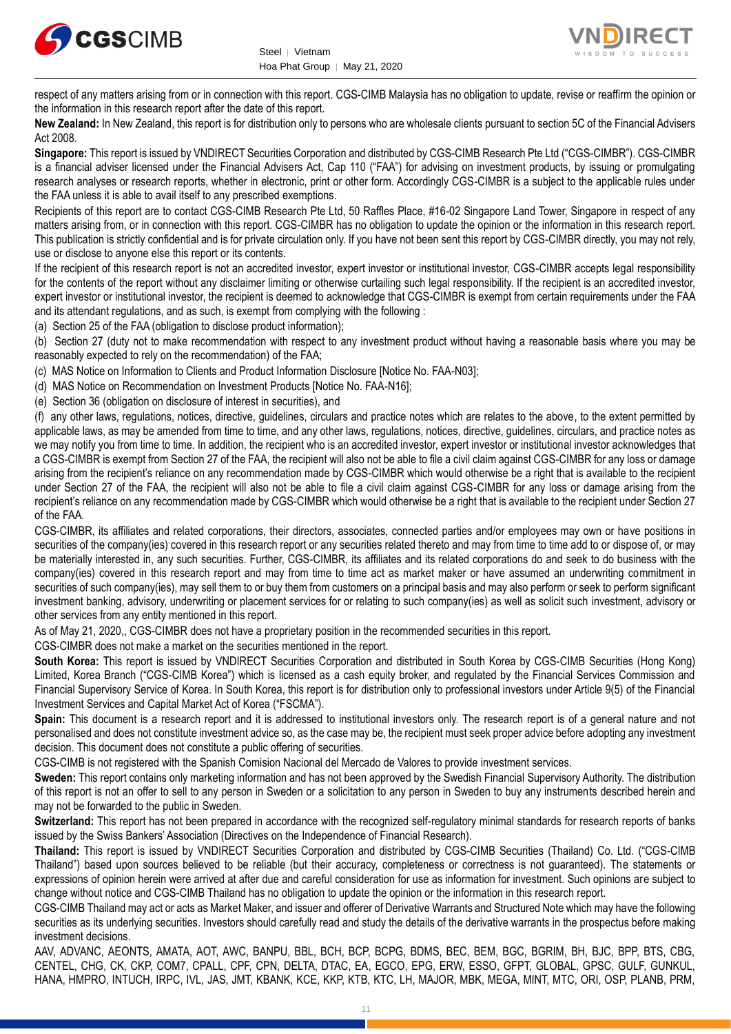respect of any matters arising from or in connection with this report. CGS-CIMB Malaysia has no obligation to update, revise or reaffirm the opinion or the information in this research report after the date of this report.

**New Zealand:** In New Zealand, this report is for distribution only to persons who are wholesale clients pursuant to section 5C of the Financial Advisers Act 2008.

**Singapore:** This report is issued by VNDIRECT Securities Corporation and distributed by CGS-CIMB Research Pte Ltd ("CGS-CIMBR"). CGS-CIMBR is a financial adviser licensed under the Financial Advisers Act, Cap 110 ("FAA") for advising on investment products, by issuing or promulgating research analyses or research reports, whether in electronic, print or other form. Accordingly CGS-CIMBR is a subject to the applicable rules under the FAA unless it is able to avail itself to any prescribed exemptions.

Recipients of this report are to contact CGS-CIMB Research Pte Ltd, 50 Raffles Place, #16-02 Singapore Land Tower, Singapore in respect of any matters arising from, or in connection with this report. CGS-CIMBR has no obligation to update the opinion or the information in this research report. This publication is strictly confidential and is for private circulation only. If you have not been sent this report by CGS-CIMBR directly, you may not rely, use or disclose to anyone else this report or its contents.

If the recipient of this research report is not an accredited investor, expert investor or institutional investor, CGS-CIMBR accepts legal responsibility for the contents of the report without any disclaimer limiting or otherwise curtailing such legal responsibility. If the recipient is an accredited investor, expert investor or institutional investor, the recipient is deemed to acknowledge that CGS-CIMBR is exempt from certain requirements under the FAA and its attendant regulations, and as such, is exempt from complying with the following :

(a) Section 25 of the FAA (obligation to disclose product information);

(b) Section 27 (duty not to make recommendation with respect to any investment product without having a reasonable basis where you may be reasonably expected to rely on the recommendation) of the FAA;

(c) MAS Notice on Information to Clients and Product Information Disclosure [Notice No. FAA-N03];

(d) MAS Notice on Recommendation on Investment Products [Notice No. FAA-N16];

(e) Section 36 (obligation on disclosure of interest in securities), and

(f) any other laws, regulations, notices, directive, guidelines, circulars and practice notes which are relates to the above, to the extent permitted by applicable laws, as may be amended from time to time, and any other laws, regulations, notices, directive, guidelines, circulars, and practice notes as we may notify you from time to time. In addition, the recipient who is an accredited investor, expert investor or institutional investor acknowledges that a CGS-CIMBR is exempt from Section 27 of the FAA, the recipient will also not be able to file a civil claim against CGS-CIMBR for any loss or damage arising from the recipient's reliance on any recommendation made by CGS-CIMBR which would otherwise be a right that is available to the recipient under Section 27 of the FAA, the recipient will also not be able to file a civil claim against CGS-CIMBR for any loss or damage arising from the recipient's reliance on any recommendation made by CGS-CIMBR which would otherwise be a right that is available to the recipient under Section 27 of the FAA.

CGS-CIMBR, its affiliates and related corporations, their directors, associates, connected parties and/or employees may own or have positions in securities of the company(ies) covered in this research report or any securities related thereto and may from time to time add to or dispose of, or may be materially interested in, any such securities. Further, CGS-CIMBR, its affiliates and its related corporations do and seek to do business with the company(ies) covered in this research report and may from time to time act as market maker or have assumed an underwriting commitment in securities of such company(ies), may sell them to or buy them from customers on a principal basis and may also perform or seek to perform significant investment banking, advisory, underwriting or placement services for or relating to such company(ies) as well as solicit such investment, advisory or other services from any entity mentioned in this report.

As of May 21, 2020,, CGS-CIMBR does not have a proprietary position in the recommended securities in this report.

CGS-CIMBR does not make a market on the securities mentioned in the report.

**South Korea:** This report is issued by VNDIRECT Securities Corporation and distributed in South Korea by CGS-CIMB Securities (Hong Kong) Limited, Korea Branch ("CGS-CIMB Korea") which is licensed as a cash equity broker, and regulated by the Financial Services Commission and Financial Supervisory Service of Korea. In South Korea, this report is for distribution only to professional investors under Article 9(5) of the Financial Investment Services and Capital Market Act of Korea ("FSCMA").

**Spain:** This document is a research report and it is addressed to institutional investors only. The research report is of a general nature and not personalised and does not constitute investment advice so, as the case may be, the recipient must seek proper advice before adopting any investment decision. This document does not constitute a public offering of securities.

CGS-CIMB is not registered with the Spanish Comision Nacional del Mercado de Valores to provide investment services.

**Sweden:** This report contains only marketing information and has not been approved by the Swedish Financial Supervisory Authority. The distribution of this report is not an offer to sell to any person in Sweden or a solicitation to any person in Sweden to buy any instruments described herein and may not be forwarded to the public in Sweden.

**Switzerland:** This report has not been prepared in accordance with the recognized self-regulatory minimal standards for research reports of banks issued by the Swiss Bankers' Association (Directives on the Independence of Financial Research).

**Thailand:** This report is issued by VNDIRECT Securities Corporation and distributed by CGS-CIMB Securities (Thailand) Co. Ltd. ("CGS-CIMB Thailand") based upon sources believed to be reliable (but their accuracy, completeness or correctness is not guaranteed). The statements or expressions of opinion herein were arrived at after due and careful consideration for use as information for investment. Such opinions are subject to change without notice and CGS-CIMB Thailand has no obligation to update the opinion or the information in this research report.

CGS-CIMB Thailand may act or acts as Market Maker, and issuer and offerer of Derivative Warrants and Structured Note which may have the following securities as its underlying securities. Investors should carefully read and study the details of the derivative warrants in the prospectus before making investment decisions.

AAV, ADVANC, AEONTS, AMATA, AOT, AWC, BANPU, BBL, BCH, BCP, BCPG, BDMS, BEC, BEM, BGC, BGRIM, BH, BJC, BPP, BTS, CBG, CENTEL, CHG, CK, CKP, COM7, CPALL, CPF, CPN, DELTA, DTAC, EA, EGCO, EPG, ERW, ESSO, GFPT, GLOBAL, GPSC, GULF, GUNKUL, HANA, HMPRO, INTUCH, IRPC, IVL, JAS, JMT, KBANK, KCE, KKP, KTB, KTC, LH, MAJOR, MBK, MEGA, MINT, MTC, ORI, OSP, PLANB, PRM,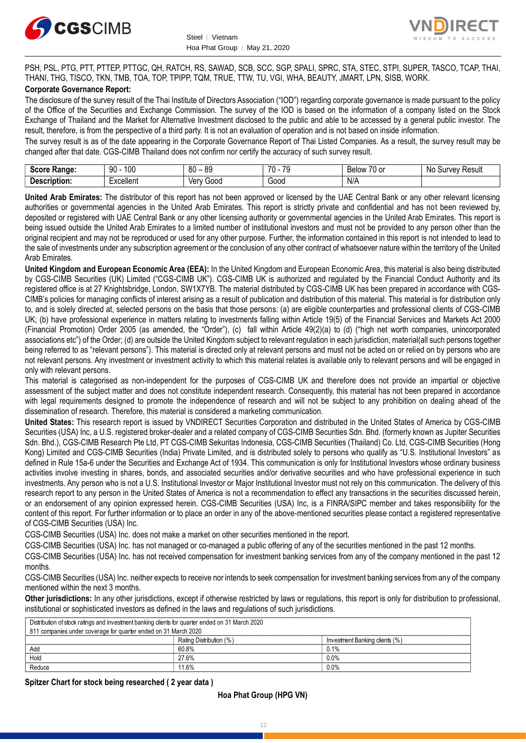PSH, PSL, PTG, PTT, PTTEP, PTTGC, QH, RATCH, RS, SAWAD, SCB, SCC, SGP, SPALI, SPRC, STA, STEC, STPI, SUPER, TASCO, TCAP, THAI, THANI, THG, TISCO, TKN, TMB, TOA, TOP, TPIPP, TQM, TRUE, TTW, TU, VGI, WHA, BEAUTY, JMART, LPN, SISB, WORK.

**Corporate Governance Report:**

The disclosure of the survey result of the Thai Institute of Directors Association ("IOD") regarding corporate governance is made pursuant to the policy of the Office of the Securities and Exchange Commission. The survey of the IOD is based on the information of a company listed on the Stock Exchange of Thailand and the Market for Alternative Investment disclosed to the public and able to be accessed by a general public investor. The result, therefore, is from the perspective of a third party. It is not an evaluation of operation and is not based on inside information.

The survey result is as of the date appearing in the Corporate Governance Report of Thai Listed Companies. As a result, the survey result may be changed after that date. CGS-CIMB Thailand does not confirm nor certify the accuracy of such survey result.

| **Score Range:** | 90 - 100 | 80 – 89 | 70 - 79 | Below 70 or | No Survey Result |
|---|---|---|---|---|---|
| **Description:** | Excellent | Very Good | Good | N/A | |

**United Arab Emirates:** The distributor of this report has not been approved or licensed by the UAE Central Bank or any other relevant licensing authorities or governmental agencies in the United Arab Emirates. This report is strictly private and confidential and has not been reviewed by, deposited or registered with UAE Central Bank or any other licensing authority or governmental agencies in the United Arab Emirates. This report is being issued outside the United Arab Emirates to a limited number of institutional investors and must not be provided to any person other than the original recipient and may not be reproduced or used for any other purpose. Further, the information contained in this report is not intended to lead to the sale of investments under any subscription agreement or the conclusion of any other contract of whatsoever nature within the territory of the United Arab Emirates.

**United Kingdom and European Economic Area (EEA):** In the United Kingdom and European Economic Area, this material is also being distributed by CGS-CIMB Securities (UK) Limited ("CGS-CIMB UK"). CGS-CIMB UK is authorized and regulated by the Financial Conduct Authority and its registered office is at 27 Knightsbridge, London, SW1X7YB. The material distributed by CGS-CIMB UK has been prepared in accordance with CGS-CIMB's policies for managing conflicts of interest arising as a result of publication and distribution of this material. This material is for distribution only to, and is solely directed at, selected persons on the basis that those persons: (a) are eligible counterparties and professional clients of CGS-CIMB UK; (b) have professional experience in matters relating to investments falling within Article 19(5) of the Financial Services and Markets Act 2000 (Financial Promotion) Order 2005 (as amended, the "Order"), (c) fall within Article 49(2)(a) to (d) ("high net worth companies, unincorporated associations etc") of the Order; (d) are outside the United Kingdom subject to relevant regulation in each jurisdiction, material(all such persons together being referred to as "relevant persons"). This material is directed only at relevant persons and must not be acted on or relied on by persons who are not relevant persons. Any investment or investment activity to which this material relates is available only to relevant persons and will be engaged in only with relevant persons.

This material is categorised as non-independent for the purposes of CGS-CIMB UK and therefore does not provide an impartial or objective assessment of the subject matter and does not constitute independent research. Consequently, this material has not been prepared in accordance with legal requirements designed to promote the independence of research and will not be subject to any prohibition on dealing ahead of the dissemination of research. Therefore, this material is considered a marketing communication.

**United States:** This research report is issued by VNDIRECT Securities Corporation and distributed in the United States of America by CGS-CIMB Securities (USA) Inc, a U.S. registered broker-dealer and a related company of CGS-CIMB Securities Sdn. Bhd. (formerly known as Jupiter Securities Sdn. Bhd.), CGS-CIMB Research Pte Ltd, PT CGS-CIMB Sekuritas Indonesia, CGS-CIMB Securities (Thailand) Co. Ltd, CGS-CIMB Securities (Hong Kong) Limited and CGS-CIMB Securities (India) Private Limited, and is distributed solely to persons who qualify as "U.S. Institutional Investors" as defined in Rule 15a-6 under the Securities and Exchange Act of 1934. This communication is only for Institutional Investors whose ordinary business activities involve investing in shares, bonds, and associated securities and/or derivative securities and who have professional experience in such investments. Any person who is not a U.S. Institutional Investor or Major Institutional Investor must not rely on this communication. The delivery of this research report to any person in the United States of America is not a recommendation to effect any transactions in the securities discussed herein, or an endorsement of any opinion expressed herein. CGS-CIMB Securities (USA) Inc, is a FINRA/SIPC member and takes responsibility for the content of this report. For further information or to place an order in any of the above-mentioned securities please contact a registered representative of CGS-CIMB Securities (USA) Inc.

CGS-CIMB Securities (USA) Inc. does not make a market on other securities mentioned in the report.

CGS-CIMB Securities (USA) Inc. has not managed or co-managed a public offering of any of the securities mentioned in the past 12 months.

CGS-CIMB Securities (USA) Inc. has not received compensation for investment banking services from any of the company mentioned in the past 12 months.

CGS-CIMB Securities (USA) Inc. neither expects to receive nor intends to seek compensation for investment banking services from any of the company mentioned within the next 3 months.

**Other jurisdictions:** In any other jurisdictions, except if otherwise restricted by laws or regulations, this report is only for distribution to professional, institutional or sophisticated investors as defined in the laws and regulations of such jurisdictions.

| Distribution of stock ratings and investment banking clients for quarter ended on 31 March 2020 | | |
|---|---|---|
| 811 companies under coverage for quarter ended on 31 March 2020 | | |
| | Rating Distribution (%) | Investment Banking clients (%) |
| Add | 60.8% | 0.1% |
| Hold | 27.6% | 0.0% |
| Reduce | 11.6% | 0.0% |

**Spitzer Chart for stock being researched ( 2 year data )**

**Hoa Phat Group (HPG VN)**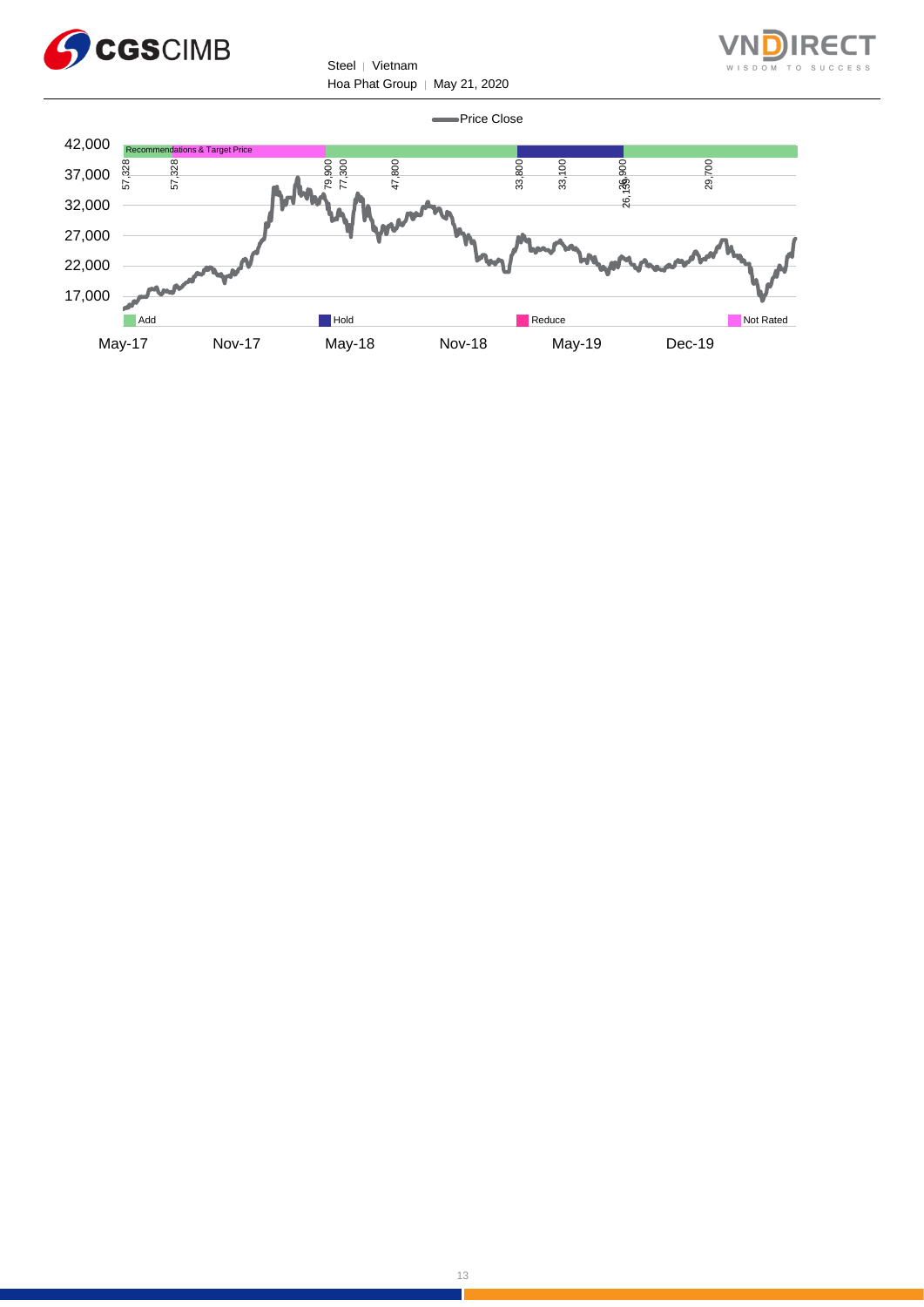Price Close

Recommendations & Target Price

42,000
37,000
32,000
27,000
22,000
17,000

57,328 | 57,328 | 79,900 | 77,300 | 47,800 | 33,800 | 33,100 | 26,900 | 26,139 | 29,700

Add | Hold | Reduce | Not Rated

May-17 | Nov-17 | May-18 | Nov-18 | May-19 | Dec-19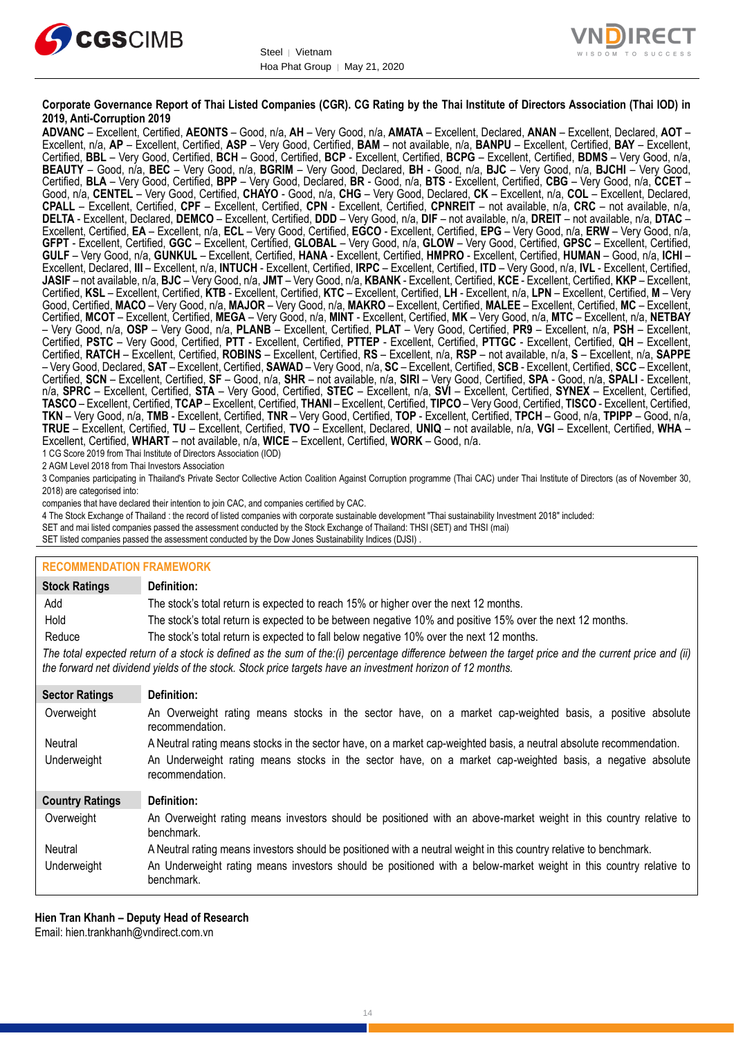**Corporate Governance Report of Thai Listed Companies (CGR). CG Rating by the Thai Institute of Directors Association (Thai IOD) in 2019, Anti-Corruption 2019**

**ADVANC** – Excellent, Certified, **AEONTS** – Good, n/a, **AH** – Very Good, n/a, **AMATA** – Excellent, Declared, **ANAN** – Excellent, Declared, **AOT** – Excellent, n/a, **AP** – Excellent, Certified, **ASP** – Very Good, Certified, **BAM** – not available, n/a, **BANPU** – Excellent, Certified, **BAY** – Excellent, Certified, **BBL** – Very Good, Certified, **BCH** – Good, Certified, **BCP** - Excellent, Certified, **BCPG** – Excellent, Certified, **BDMS** – Very Good, n/a, **BEAUTY** – Good, n/a, **BEC** – Very Good, n/a, **BGRIM** – Very Good, Declared, **BH** - Good, n/a, **BJC** – Very Good, n/a, **BJCHI** – Very Good, Certified, **BLA** – Very Good, Certified, **BPP** – Very Good, Declared, **BR** - Good, n/a, **BTS** - Excellent, Certified, **CBG** – Very Good, n/a, **CCET** – Good, n/a, **CENTEL** – Very Good, Certified, **CHAYO** - Good, n/a, **CHG** – Very Good, Declared, **CK** – Excellent, n/a, **COL** – Excellent, Declared, **CPALL** – Excellent, Certified, **CPF** – Excellent, Certified, **CPN** - Excellent, Certified, **CPNREIT** – not available, n/a, **CRC** – not available, n/a, **DELTA** - Excellent, Declared, **DEMCO** – Excellent, Certified, **DDD** – Very Good, n/a, **DIF** – not available, n/a, **DREIT** – not available, n/a, **DTAC** – Excellent, Certified, **EA** – Excellent, n/a, **ECL** – Very Good, Certified, **EGCO** - Excellent, Certified, **EPG** – Very Good, n/a, **ERW** – Very Good, n/a, **GFPT** - Excellent, Certified, **GGC** – Excellent, Certified, **GLOBAL** – Very Good, n/a, **GLOW** – Very Good, Certified, **GPSC** – Excellent, Certified, **GULF** – Very Good, n/a, **GUNKUL** – Excellent, Certified, **HANA** - Excellent, Certified, **HMPRO** - Excellent, Certified, **HUMAN** – Good, n/a, **ICHI** – Excellent, Declared, **III** – Excellent, n/a, **INTUCH** - Excellent, Certified, **IRPC** – Excellent, Certified, **ITD** – Very Good, n/a, **IVL** - Excellent, Certified, **JASIF** – not available, n/a, **BJC** – Very Good, n/a, **JMT** – Very Good, n/a, **KBANK** - Excellent, Certified, **KCE** - Excellent, Certified, **KKP** – Excellent, Certified, **KSL** – Excellent, Certified, **KTB** - Excellent, Certified, **KTC** – Excellent, Certified, **LH** - Excellent, n/a, **LPN** – Excellent, Certified, **M** – Very Good, Certified, **MACO** – Very Good, n/a, **MAJOR** – Very Good, n/a, **MAKRO** – Excellent, Certified, **MALEE** – Excellent, Certified, **MC** – Excellent, Certified, **MCOT** – Excellent, Certified, **MEGA** – Very Good, n/a, **MINT** - Excellent, Certified, **MK** – Very Good, n/a, **MTC** – Excellent, n/a, **NETBAY** – Very Good, n/a, **OSP** – Very Good, n/a, **PLANB** – Excellent, Certified, **PLAT** – Very Good, Certified, **PR9** – Excellent, n/a, **PSH** – Excellent, Certified, **PSTC** – Very Good, Certified, **PTT** - Excellent, Certified, **PTTEP** - Excellent, Certified, **PTTGC** - Excellent, Certified, **QH** – Excellent, Certified, **RATCH** – Excellent, Certified, **ROBINS** – Excellent, Certified, **RS** – Excellent, n/a, **RSP** – not available, n/a, **S** – Excellent, n/a, **SAPPE** – Very Good, Declared, **SAT** – Excellent, Certified, **SAWAD** – Very Good, n/a, **SC** – Excellent, Certified, **SCB** - Excellent, Certified, **SCC** – Excellent, Certified, **SCN** – Excellent, Certified, **SF** – Good, n/a, **SHR** – not available, n/a, **SIRI** – Very Good, Certified, **SPA** - Good, n/a, **SPALI** - Excellent, n/a, **SPRC** – Excellent, Certified, **STA** – Very Good, Certified, **STEC** – Excellent, n/a, **SVI** – Excellent, Certified, **SYNEX** – Excellent, Certified, **TASCO** – Excellent, Certified, **TCAP** – Excellent, Certified, **THANI** – Excellent, Certified, **TIPCO** – Very Good, Certified, **TISCO** - Excellent, Certified, **TKN** – Very Good, n/a, **TMB** - Excellent, Certified, **TNR** – Very Good, Certified, **TOP** - Excellent, Certified, **TPCH** – Good, n/a, **TPIPP** – Good, n/a, **TRUE** – Excellent, Certified, **TU** – Excellent, Certified, **TVO** – Excellent, Declared, **UNIQ** – not available, n/a, **VGI** – Excellent, Certified, **WHA** – Excellent, Certified, **WHART** – not available, n/a, **WICE** – Excellent, Certified, **WORK** – Good, n/a.

1 CG Score 2019 from Thai Institute of Directors Association (IOD)

2 AGM Level 2018 from Thai Investors Association

3 Companies participating in Thailand's Private Sector Collective Action Coalition Against Corruption programme (Thai CAC) under Thai Institute of Directors (as of November 30, 2018) are categorised into:

companies that have declared their intention to join CAC, and companies certified by CAC.

4 The Stock Exchange of Thailand : the record of listed companies with corporate sustainable development "Thai sustainability Investment 2018" included:

SET and mai listed companies passed the assessment conducted by the Stock Exchange of Thailand: THSI (SET) and THSI (mai)

SET listed companies passed the assessment conducted by the Dow Jones Sustainability Indices (DJSI) .

## RECOMMENDATION FRAMEWORK

| Stock Ratings | Definition: |
|---|---|
| Add | The stock's total return is expected to reach 15% or higher over the next 12 months. |
| Hold | The stock's total return is expected to be between negative 10% and positive 15% over the next 12 months. |
| Reduce | The stock's total return is expected to fall below negative 10% over the next 12 months. |

*The total expected return of a stock is defined as the sum of the:(i) percentage difference between the target price and the current price and (ii) the forward net dividend yields of the stock. Stock price targets have an investment horizon of 12 months.*

| Sector Ratings | Definition: |
|---|---|
| Overweight | An Overweight rating means stocks in the sector have, on a market cap-weighted basis, a positive absolute recommendation. |
| Neutral | A Neutral rating means stocks in the sector have, on a market cap-weighted basis, a neutral absolute recommendation. |
| Underweight | An Underweight rating means stocks in the sector have, on a market cap-weighted basis, a negative absolute recommendation. |

| Country Ratings | Definition: |
|---|---|
| Overweight | An Overweight rating means investors should be positioned with an above-market weight in this country relative to benchmark. |
| Neutral | A Neutral rating means investors should be positioned with a neutral weight in this country relative to benchmark. |
| Underweight | An Underweight rating means investors should be positioned with a below-market weight in this country relative to benchmark. |

**Hien Tran Khanh – Deputy Head of Research**

Email: hien.trankhanh@vndirect.com.vn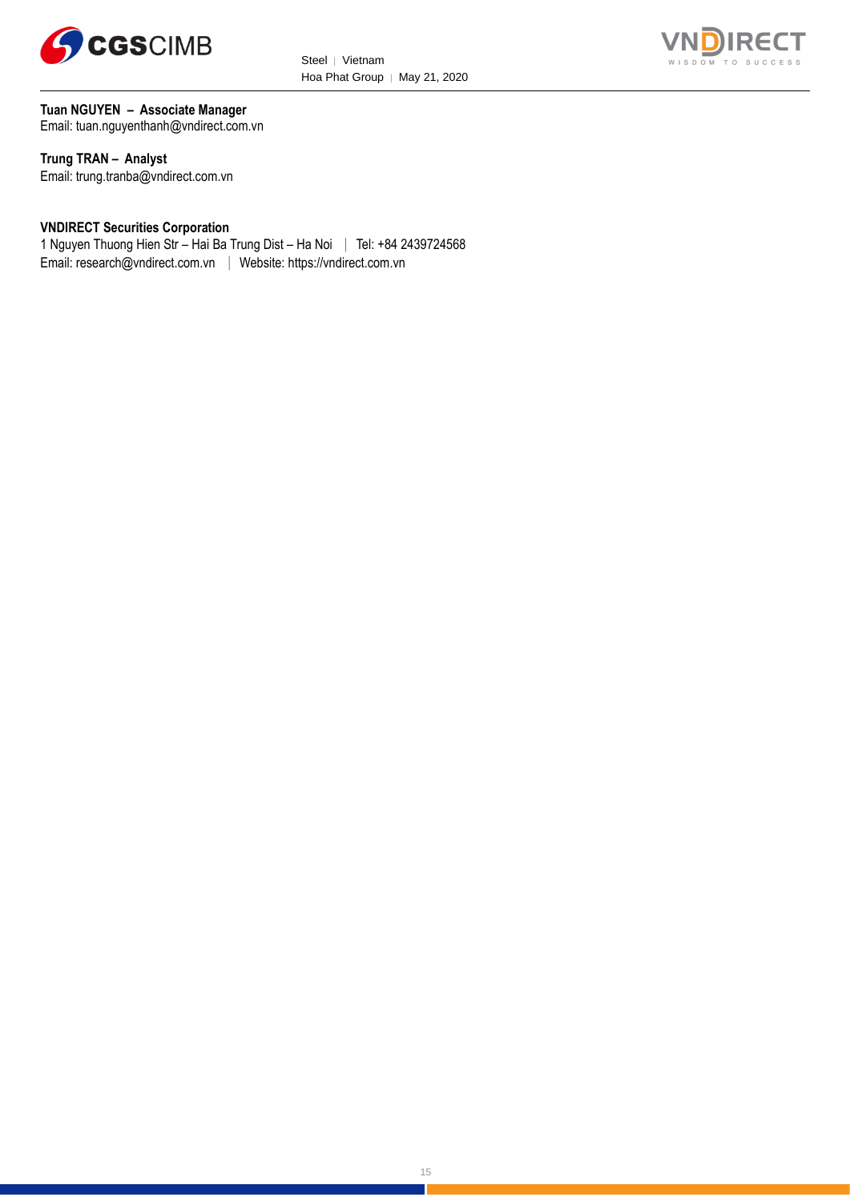**Tuan NGUYEN – Associate Manager**
Email: tuan.nguyenthanh@vndirect.com.vn

**Trung TRAN – Analyst**
Email: trung.tranba@vndirect.com.vn

**VNDIRECT Securities Corporation**
1 Nguyen Thuong Hien Str – Hai Ba Trung Dist – Ha Noi | Tel: +84 2439724568
Email: research@vndirect.com.vn | Website: https://vndirect.com.vn